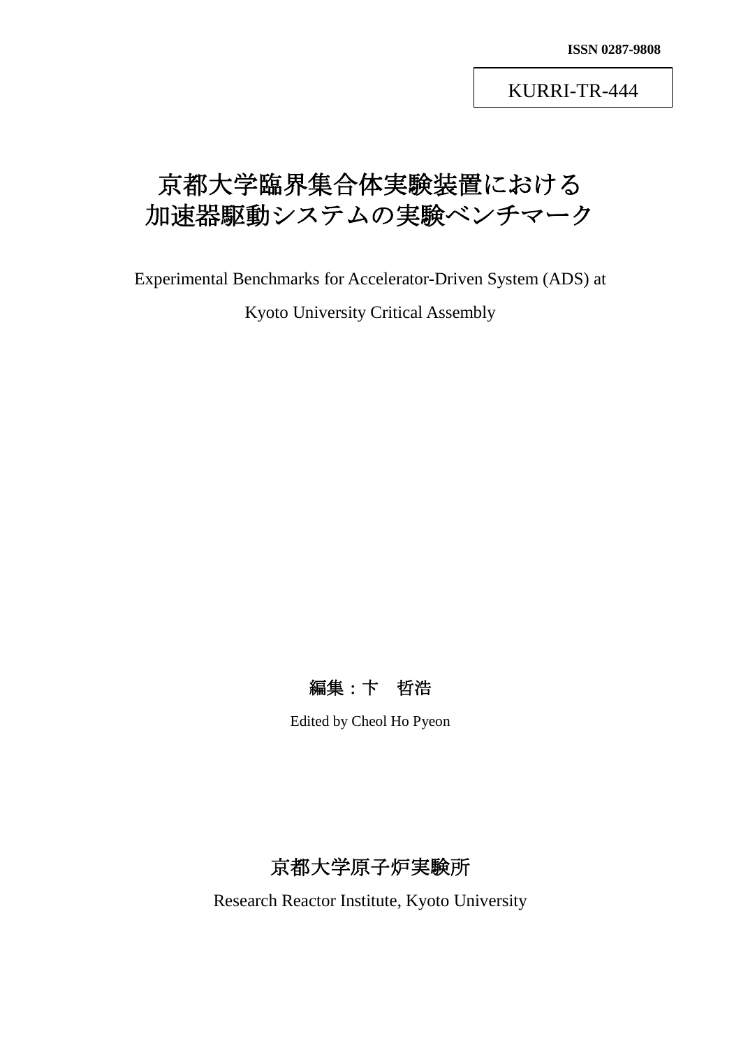**ISSN 0287-9808**

KURRI-TR-444

# 京都大学臨界集合体実験装置における加速器駆動システムの実験ベンチマーク

Experimental Benchmarks for Accelerator-Driven System (ADS) at Kyoto University Critical Assembly

**編集：卞　哲浩**

Edited by Cheol Ho Pyeon

## 京都大学原子炉実験所

Research Reactor Institute, Kyoto University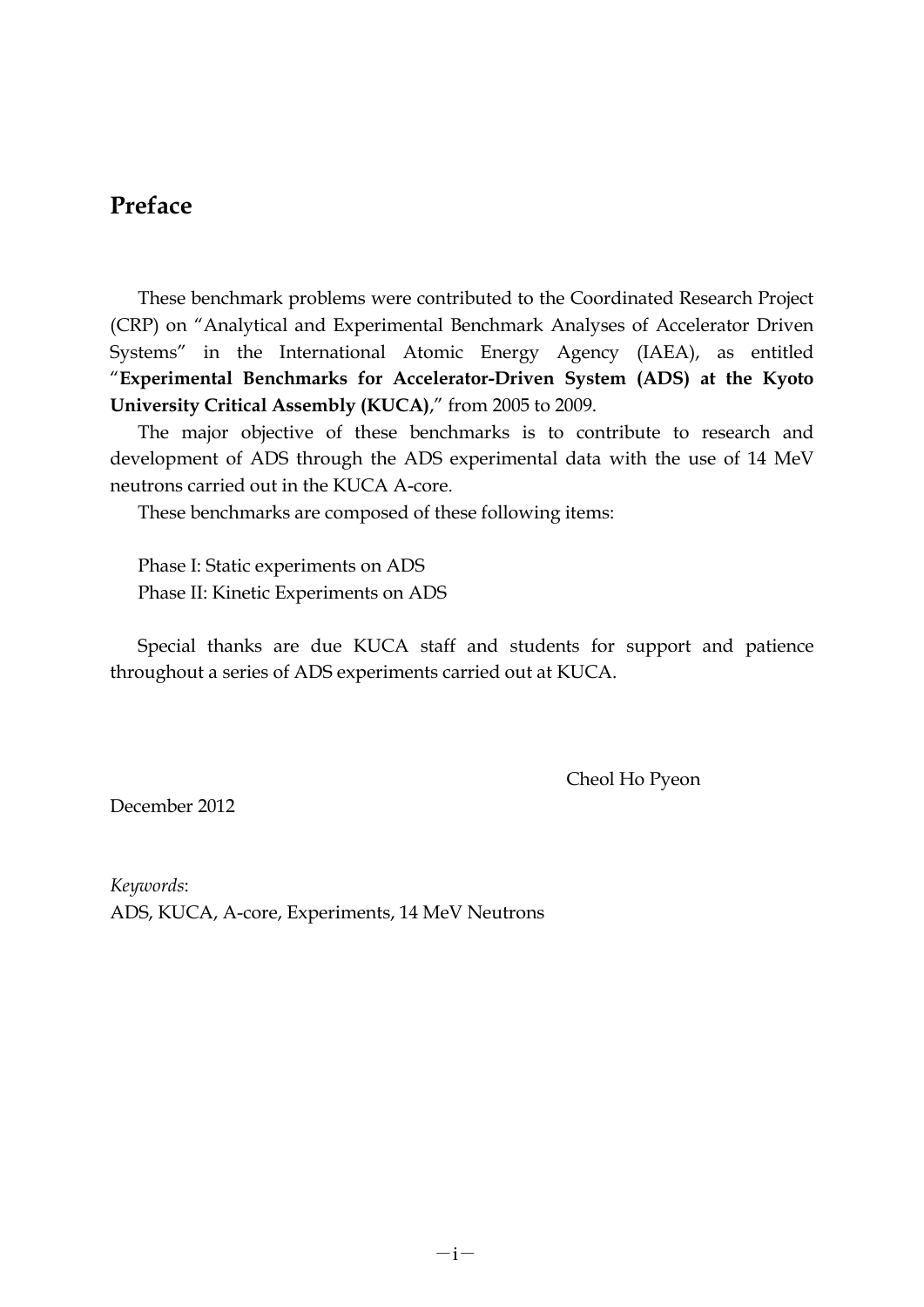# Preface

These benchmark problems were contributed to the Coordinated Research Project (CRP) on "Analytical and Experimental Benchmark Analyses of Accelerator Driven Systems" in the International Atomic Energy Agency (IAEA), as entitled "**Experimental Benchmarks for Accelerator-Driven System (ADS) at the Kyoto University Critical Assembly (KUCA)**," from 2005 to 2009.

The major objective of these benchmarks is to contribute to research and development of ADS through the ADS experimental data with the use of 14 MeV neutrons carried out in the KUCA A-core.

These benchmarks are composed of these following items:

Phase I: Static experiments on ADS
Phase II: Kinetic Experiments on ADS

Special thanks are due KUCA staff and students for support and patience throughout a series of ADS experiments carried out at KUCA.

Cheol Ho Pyeon

December 2012

*Keywords*:
ADS, KUCA, A-core, Experiments, 14 MeV Neutrons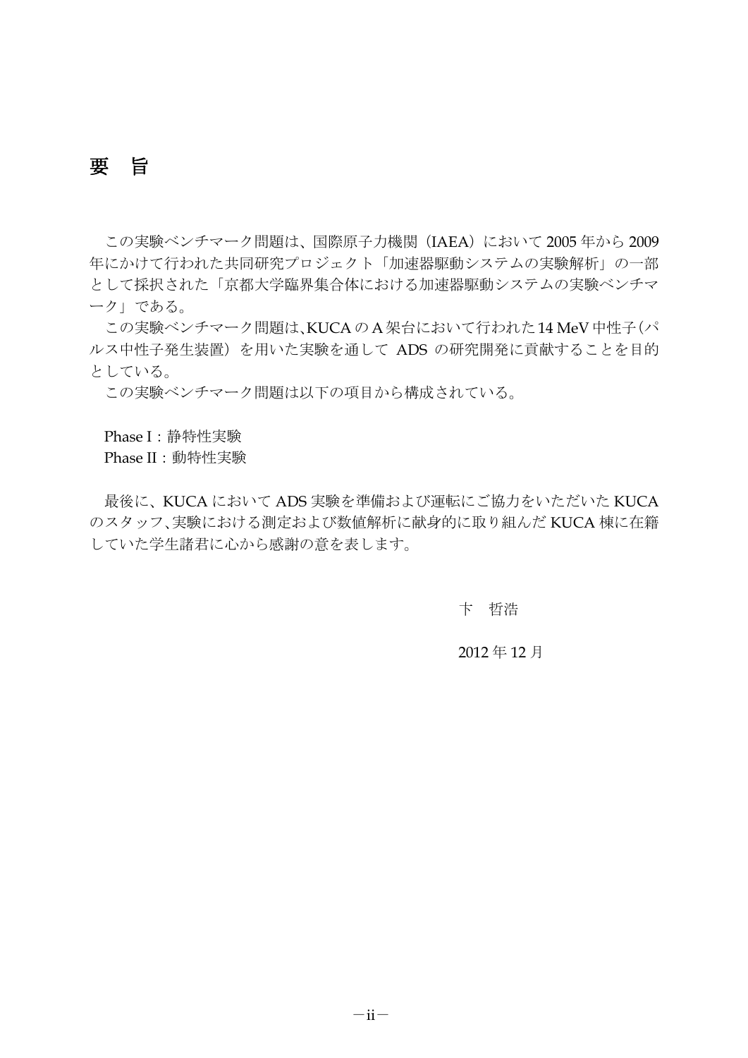# 要　旨

この実験ベンチマーク問題は、国際原子力機関（IAEA）において 2005 年から 2009 年にかけて行われた共同研究プロジェクト「加速器駆動システムの実験解析」の一部として採択された「京都大学臨界集合体における加速器駆動システムの実験ベンチマーク」である。

この実験ベンチマーク問題は、KUCA の A 架台において行われた 14 MeV 中性子（パルス中性子発生装置）を用いた実験を通して ADS の研究開発に貢献することを目的としている。

この実験ベンチマーク問題は以下の項目から構成されている。

Phase I：静特性実験
Phase II：動特性実験

最後に、KUCA において ADS 実験を準備および運転にご協力をいただいた KUCA のスタッフ、実験における測定および数値解析に献身的に取り組んだ KUCA 棟に在籍していた学生諸君に心から感謝の意を表します。

卞　哲浩

2012 年 12 月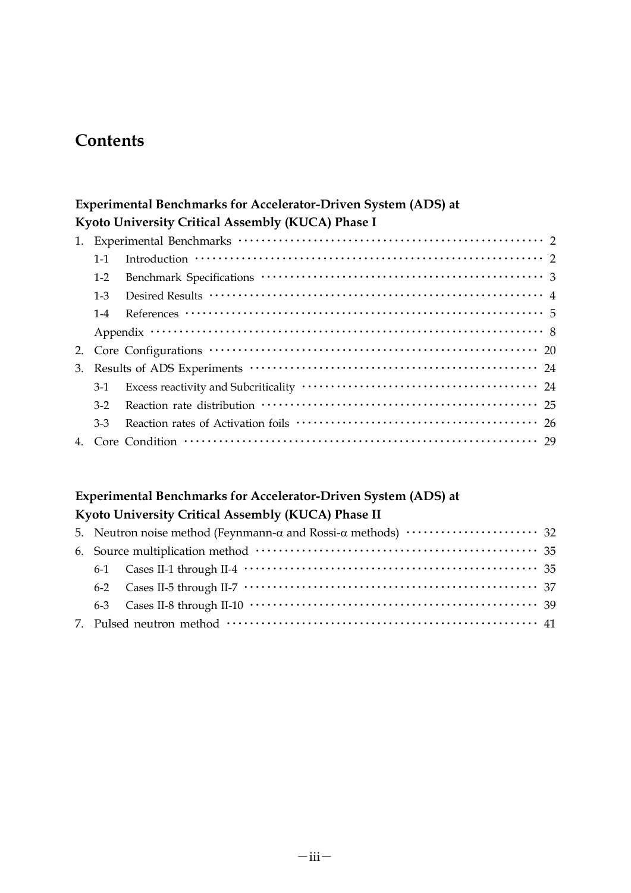# Contents

**Experimental Benchmarks for Accelerator-Driven System (ADS) at Kyoto University Critical Assembly (KUCA) Phase I**

1. Experimental Benchmarks ······ 2
   - 1-1 Introduction ······ 2
   - 1-2 Benchmark Specifications ······ 3
   - 1-3 Desired Results ······ 4
   - 1-4 References ······ 5
   - Appendix ······ 8
2. Core Configurations ······ 20
3. Results of ADS Experiments ······ 24
   - 3-1 Excess reactivity and Subcriticality ······ 24
   - 3-2 Reaction rate distribution ······ 25
   - 3-3 Reaction rates of Activation foils ······ 26
4. Core Condition ······ 29

**Experimental Benchmarks for Accelerator-Driven System (ADS) at Kyoto University Critical Assembly (KUCA) Phase II**

5. Neutron noise method (Feynmann-$\alpha$ and Rossi-$\alpha$ methods) ······ 32
6. Source multiplication method ······ 35
   - 6-1 Cases II-1 through II-4 ······ 35
   - 6-2 Cases II-5 through II-7 ······ 37
   - 6-3 Cases II-8 through II-10 ······ 39
7. Pulsed neutron method ······ 41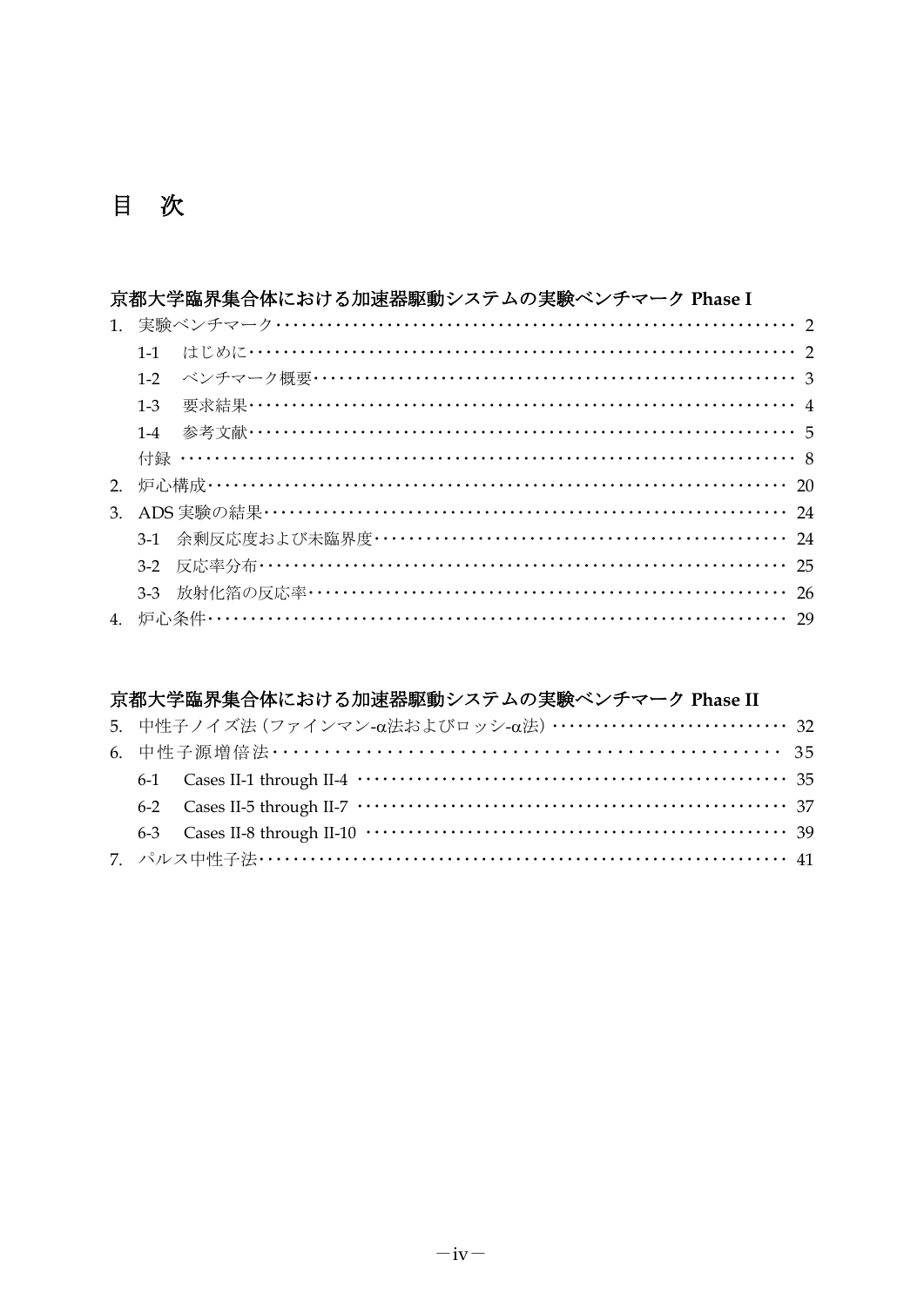# 目　次

## 京都大学臨界集合体における加速器駆動システムの実験ベンチマーク Phase I

1. 実験ベンチマーク ･･･ 2
   - 1-1　はじめに ･･･ 2
   - 1-2　ベンチマーク概要 ･･･ 3
   - 1-3　要求結果 ･･･ 4
   - 1-4　参考文献 ･･･ 5
   - 付録 ･･･ 8
2. 炉心構成 ･･･ 20
3. ADS 実験の結果 ･･･ 24
   - 3-1　余剰反応度および未臨界度 ･･･ 24
   - 3-2　反応率分布 ･･･ 25
   - 3-3　放射化箔の反応率 ･･･ 26
4. 炉心条件 ･･･ 29

## 京都大学臨界集合体における加速器駆動システムの実験ベンチマーク Phase II

5. 中性子ノイズ法（ファインマン-α法およびロッシ-α法） ･･･ 32
6. 中性子源増倍法 ･･･ 35
   - 6-1　Cases II-1 through II-4 ･･･ 35
   - 6-2　Cases II-5 through II-7 ･･･ 37
   - 6-3　Cases II-8 through II-10 ･･･ 39
7. パルス中性子法 ･･･ 41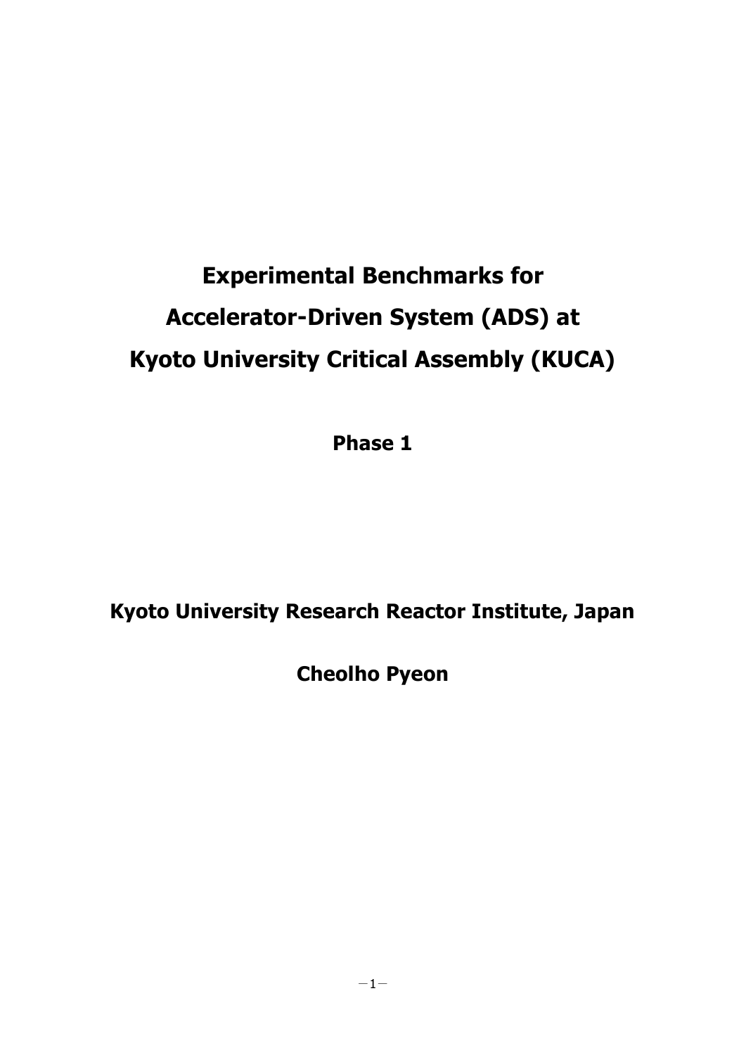# Experimental Benchmarks for Accelerator-Driven System (ADS) at Kyoto University Critical Assembly (KUCA)

**Phase 1**

**Kyoto University Research Reactor Institute, Japan**

**Cheolho Pyeon**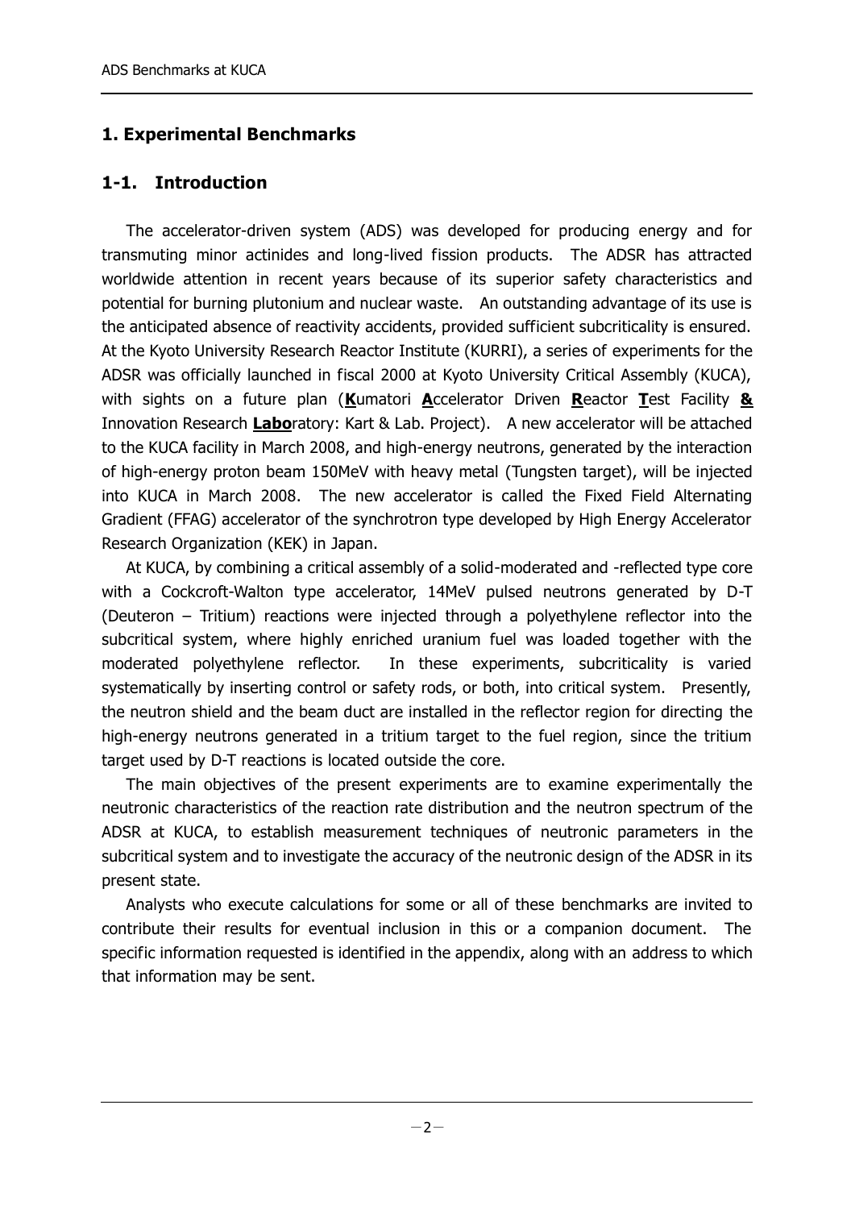# 1. Experimental Benchmarks

## 1-1. Introduction

The accelerator-driven system (ADS) was developed for producing energy and for transmuting minor actinides and long-lived fission products. The ADSR has attracted worldwide attention in recent years because of its superior safety characteristics and potential for burning plutonium and nuclear waste. An outstanding advantage of its use is the anticipated absence of reactivity accidents, provided sufficient subcriticality is ensured. At the Kyoto University Research Reactor Institute (KURRI), a series of experiments for the ADSR was officially launched in fiscal 2000 at Kyoto University Critical Assembly (KUCA), with sights on a future plan (**K**umatori **A**ccelerator Driven **R**eactor **T**est Facility **&** Innovation Research **Labo**ratory: Kart & Lab. Project). A new accelerator will be attached to the KUCA facility in March 2008, and high-energy neutrons, generated by the interaction of high-energy proton beam 150MeV with heavy metal (Tungsten target), will be injected into KUCA in March 2008. The new accelerator is called the Fixed Field Alternating Gradient (FFAG) accelerator of the synchrotron type developed by High Energy Accelerator Research Organization (KEK) in Japan.

At KUCA, by combining a critical assembly of a solid-moderated and -reflected type core with a Cockcroft-Walton type accelerator, 14MeV pulsed neutrons generated by D-T (Deuteron – Tritium) reactions were injected through a polyethylene reflector into the subcritical system, where highly enriched uranium fuel was loaded together with the moderated polyethylene reflector. In these experiments, subcriticality is varied systematically by inserting control or safety rods, or both, into critical system. Presently, the neutron shield and the beam duct are installed in the reflector region for directing the high-energy neutrons generated in a tritium target to the fuel region, since the tritium target used by D-T reactions is located outside the core.

The main objectives of the present experiments are to examine experimentally the neutronic characteristics of the reaction rate distribution and the neutron spectrum of the ADSR at KUCA, to establish measurement techniques of neutronic parameters in the subcritical system and to investigate the accuracy of the neutronic design of the ADSR in its present state.

Analysts who execute calculations for some or all of these benchmarks are invited to contribute their results for eventual inclusion in this or a companion document. The specific information requested is identified in the appendix, along with an address to which that information may be sent.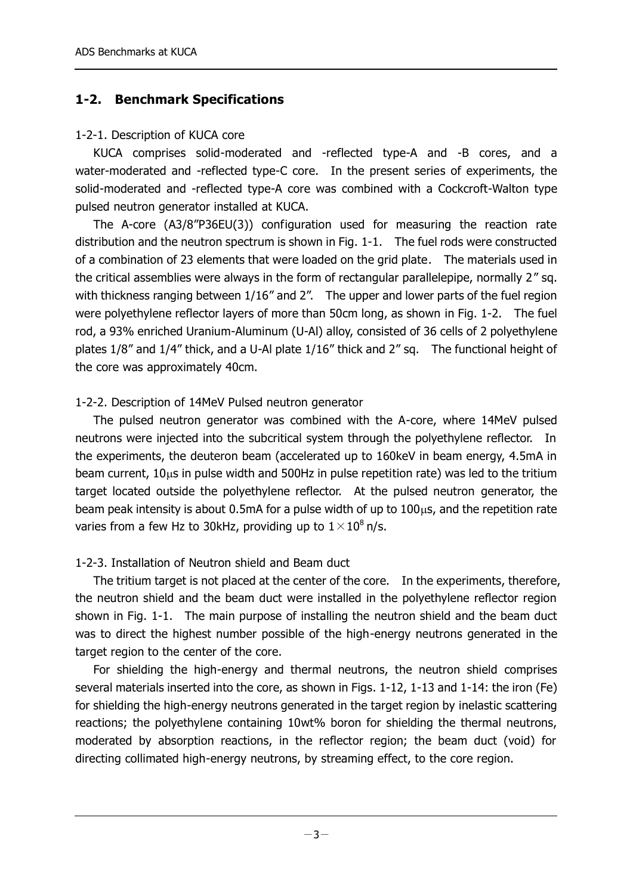## 1-2. Benchmark Specifications

1-2-1. Description of KUCA core

KUCA comprises solid-moderated and -reflected type-A and -B cores, and a water-moderated and -reflected type-C core. In the present series of experiments, the solid-moderated and -reflected type-A core was combined with a Cockcroft-Walton type pulsed neutron generator installed at KUCA.

The A-core (A3/8"P36EU(3)) configuration used for measuring the reaction rate distribution and the neutron spectrum is shown in Fig. 1-1. The fuel rods were constructed of a combination of 23 elements that were loaded on the grid plate. The materials used in the critical assemblies were always in the form of rectangular parallelepipe, normally 2" sq. with thickness ranging between 1/16" and 2". The upper and lower parts of the fuel region were polyethylene reflector layers of more than 50cm long, as shown in Fig. 1-2. The fuel rod, a 93% enriched Uranium-Aluminum (U-Al) alloy, consisted of 36 cells of 2 polyethylene plates 1/8" and 1/4" thick, and a U-Al plate 1/16" thick and 2" sq. The functional height of the core was approximately 40cm.

1-2-2. Description of 14MeV Pulsed neutron generator

The pulsed neutron generator was combined with the A-core, where 14MeV pulsed neutrons were injected into the subcritical system through the polyethylene reflector. In the experiments, the deuteron beam (accelerated up to 160keV in beam energy, 4.5mA in beam current, 10μs in pulse width and 500Hz in pulse repetition rate) was led to the tritium target located outside the polyethylene reflector. At the pulsed neutron generator, the beam peak intensity is about 0.5mA for a pulse width of up to 100μs, and the repetition rate varies from a few Hz to 30kHz, providing up to $1\times10^8$ n/s.

1-2-3. Installation of Neutron shield and Beam duct

The tritium target is not placed at the center of the core. In the experiments, therefore, the neutron shield and the beam duct were installed in the polyethylene reflector region shown in Fig. 1-1. The main purpose of installing the neutron shield and the beam duct was to direct the highest number possible of the high-energy neutrons generated in the target region to the center of the core.

For shielding the high-energy and thermal neutrons, the neutron shield comprises several materials inserted into the core, as shown in Figs. 1-12, 1-13 and 1-14: the iron (Fe) for shielding the high-energy neutrons generated in the target region by inelastic scattering reactions; the polyethylene containing 10wt% boron for shielding the thermal neutrons, moderated by absorption reactions, in the reflector region; the beam duct (void) for directing collimated high-energy neutrons, by streaming effect, to the core region.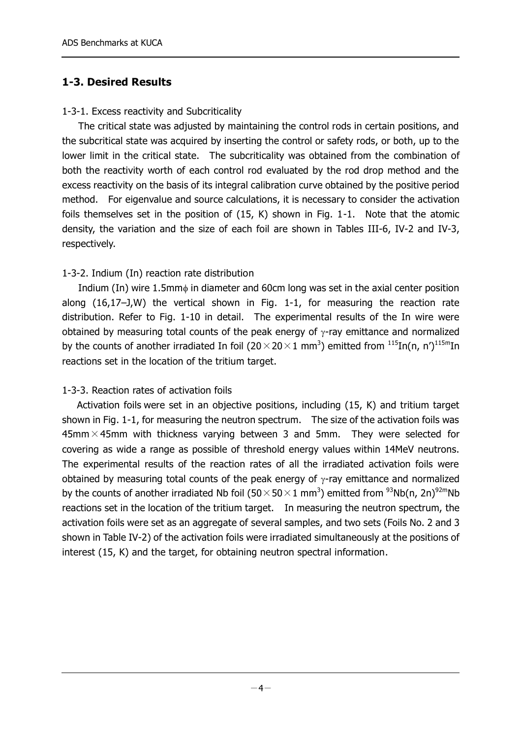## 1-3. Desired Results

1-3-1. Excess reactivity and Subcriticality

The critical state was adjusted by maintaining the control rods in certain positions, and the subcritical state was acquired by inserting the control or safety rods, or both, up to the lower limit in the critical state. The subcriticality was obtained from the combination of both the reactivity worth of each control rod evaluated by the rod drop method and the excess reactivity on the basis of its integral calibration curve obtained by the positive period method. For eigenvalue and source calculations, it is necessary to consider the activation foils themselves set in the position of (15, K) shown in Fig. 1-1. Note that the atomic density, the variation and the size of each foil are shown in Tables III-6, IV-2 and IV-3, respectively.

1-3-2. Indium (In) reaction rate distribution

Indium (In) wire 1.5mmϕ in diameter and 60cm long was set in the axial center position along (16,17–J,W) the vertical shown in Fig. 1-1, for measuring the reaction rate distribution. Refer to Fig. 1-10 in detail. The experimental results of the In wire were obtained by measuring total counts of the peak energy of γ-ray emittance and normalized by the counts of another irradiated In foil ($20 \times 20 \times 1$ mm$^3$) emitted from $^{115}$In(n, n')$^{115m}$In reactions set in the location of the tritium target.

1-3-3. Reaction rates of activation foils

Activation foils were set in an objective positions, including (15, K) and tritium target shown in Fig. 1-1, for measuring the neutron spectrum. The size of the activation foils was 45mm × 45mm with thickness varying between 3 and 5mm. They were selected for covering as wide a range as possible of threshold energy values within 14MeV neutrons. The experimental results of the reaction rates of all the irradiated activation foils were obtained by measuring total counts of the peak energy of γ-ray emittance and normalized by the counts of another irradiated Nb foil ($50 \times 50 \times 1$ mm$^3$) emitted from $^{93}$Nb(n, 2n)$^{92m}$Nb reactions set in the location of the tritium target. In measuring the neutron spectrum, the activation foils were set as an aggregate of several samples, and two sets (Foils No. 2 and 3 shown in Table IV-2) of the activation foils were irradiated simultaneously at the positions of interest (15, K) and the target, for obtaining neutron spectral information.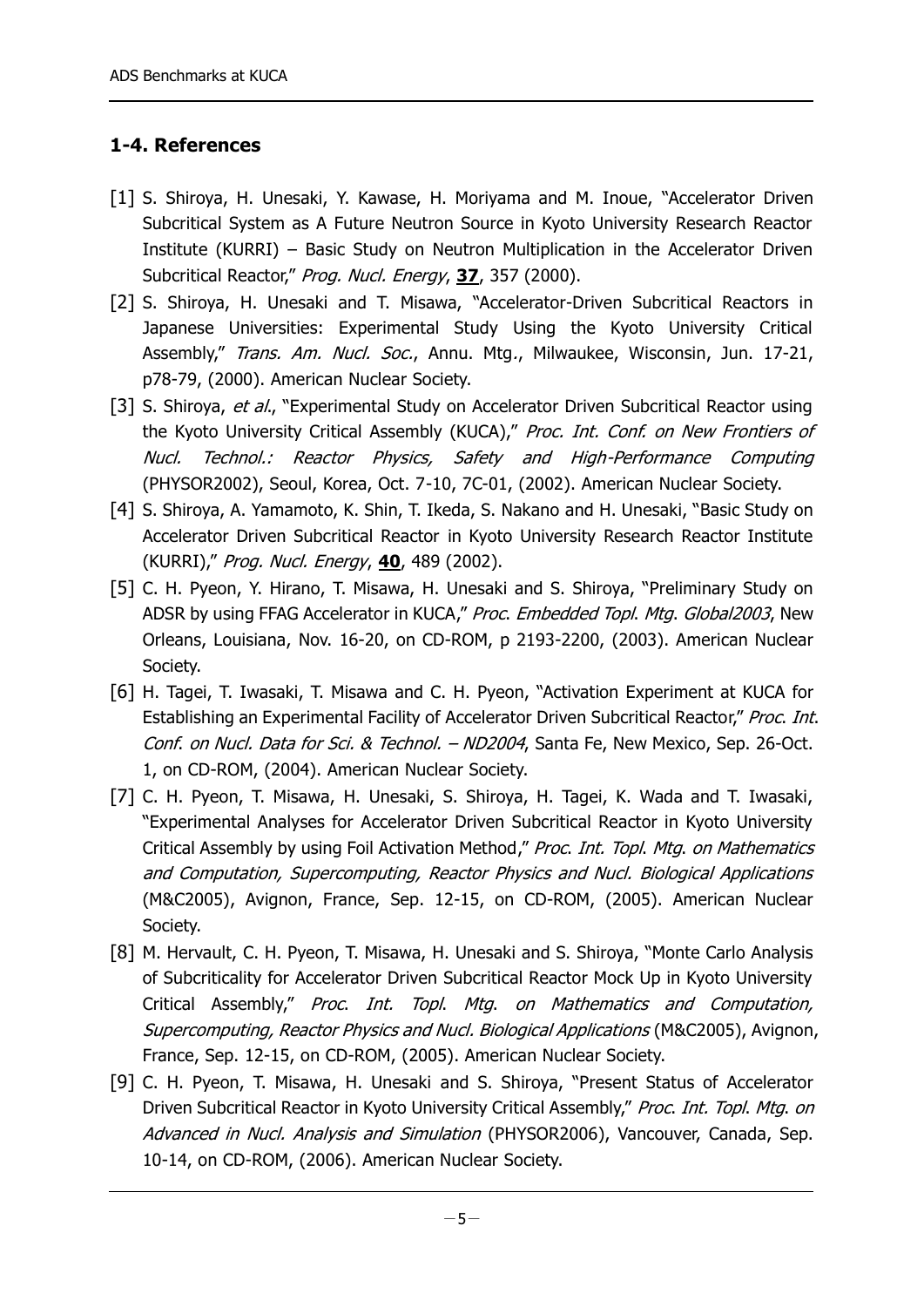## 1-4. References

[1] S. Shiroya, H. Unesaki, Y. Kawase, H. Moriyama and M. Inoue, "Accelerator Driven Subcritical System as A Future Neutron Source in Kyoto University Research Reactor Institute (KURRI) – Basic Study on Neutron Multiplication in the Accelerator Driven Subcritical Reactor," *Prog. Nucl. Energy*, **37**, 357 (2000).

[2] S. Shiroya, H. Unesaki and T. Misawa, "Accelerator-Driven Subcritical Reactors in Japanese Universities: Experimental Study Using the Kyoto University Critical Assembly," *Trans. Am. Nucl. Soc.*, Annu. Mtg., Milwaukee, Wisconsin, Jun. 17-21, p78-79, (2000). American Nuclear Society.

[3] S. Shiroya, *et al.*, "Experimental Study on Accelerator Driven Subcritical Reactor using the Kyoto University Critical Assembly (KUCA)," *Proc. Int. Conf. on New Frontiers of Nucl. Technol.: Reactor Physics, Safety and High-Performance Computing* (PHYSOR2002), Seoul, Korea, Oct. 7-10, 7C-01, (2002). American Nuclear Society.

[4] S. Shiroya, A. Yamamoto, K. Shin, T. Ikeda, S. Nakano and H. Unesaki, "Basic Study on Accelerator Driven Subcritical Reactor in Kyoto University Research Reactor Institute (KURRI)," *Prog. Nucl. Energy*, **40**, 489 (2002).

[5] C. H. Pyeon, Y. Hirano, T. Misawa, H. Unesaki and S. Shiroya, "Preliminary Study on ADSR by using FFAG Accelerator in KUCA," *Proc. Embedded Topl. Mtg. Global2003*, New Orleans, Louisiana, Nov. 16-20, on CD-ROM, p 2193-2200, (2003). American Nuclear Society.

[6] H. Tagei, T. Iwasaki, T. Misawa and C. H. Pyeon, "Activation Experiment at KUCA for Establishing an Experimental Facility of Accelerator Driven Subcritical Reactor," *Proc. Int. Conf. on Nucl. Data for Sci. & Technol. – ND2004*, Santa Fe, New Mexico, Sep. 26-Oct. 1, on CD-ROM, (2004). American Nuclear Society.

[7] C. H. Pyeon, T. Misawa, H. Unesaki, S. Shiroya, H. Tagei, K. Wada and T. Iwasaki, "Experimental Analyses for Accelerator Driven Subcritical Reactor in Kyoto University Critical Assembly by using Foil Activation Method," *Proc. Int. Topl. Mtg. on Mathematics and Computation, Supercomputing, Reactor Physics and Nucl. Biological Applications* (M&C2005), Avignon, France, Sep. 12-15, on CD-ROM, (2005). American Nuclear Society.

[8] M. Hervault, C. H. Pyeon, T. Misawa, H. Unesaki and S. Shiroya, "Monte Carlo Analysis of Subcriticality for Accelerator Driven Subcritical Reactor Mock Up in Kyoto University Critical Assembly," *Proc. Int. Topl. Mtg. on Mathematics and Computation, Supercomputing, Reactor Physics and Nucl. Biological Applications* (M&C2005), Avignon, France, Sep. 12-15, on CD-ROM, (2005). American Nuclear Society.

[9] C. H. Pyeon, T. Misawa, H. Unesaki and S. Shiroya, "Present Status of Accelerator Driven Subcritical Reactor in Kyoto University Critical Assembly," *Proc. Int. Topl. Mtg. on Advanced in Nucl. Analysis and Simulation* (PHYSOR2006), Vancouver, Canada, Sep. 10-14, on CD-ROM, (2006). American Nuclear Society.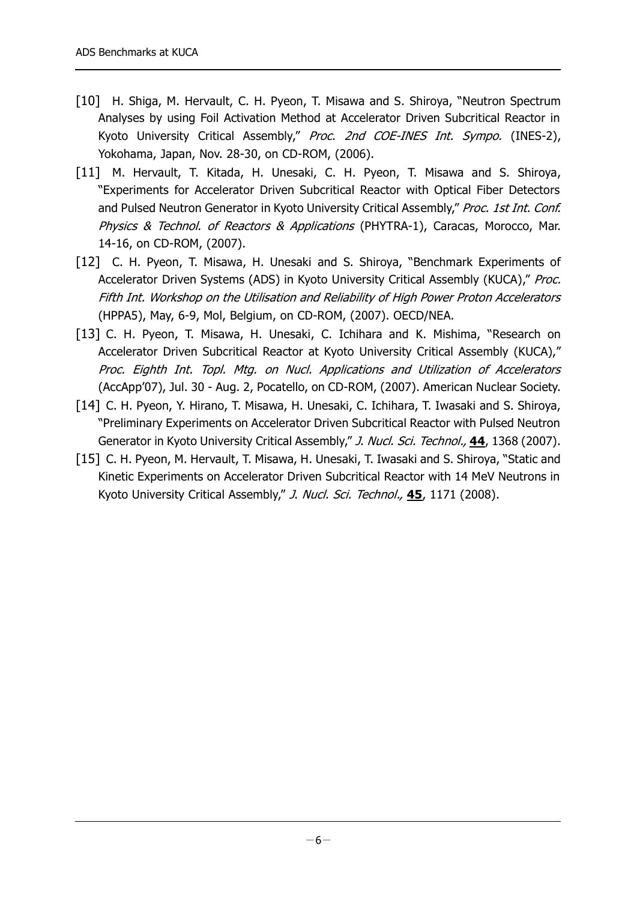[10] H. Shiga, M. Hervault, C. H. Pyeon, T. Misawa and S. Shiroya, "Neutron Spectrum Analyses by using Foil Activation Method at Accelerator Driven Subcritical Reactor in Kyoto University Critical Assembly," *Proc. 2nd COE-INES Int. Sympo.* (INES-2), Yokohama, Japan, Nov. 28-30, on CD-ROM, (2006).

[11] M. Hervault, T. Kitada, H. Unesaki, C. H. Pyeon, T. Misawa and S. Shiroya, "Experiments for Accelerator Driven Subcritical Reactor with Optical Fiber Detectors and Pulsed Neutron Generator in Kyoto University Critical Assembly," *Proc. 1st Int. Conf. Physics & Technol. of Reactors & Applications* (PHYTRA-1), Caracas, Morocco, Mar. 14-16, on CD-ROM, (2007).

[12] C. H. Pyeon, T. Misawa, H. Unesaki and S. Shiroya, "Benchmark Experiments of Accelerator Driven Systems (ADS) in Kyoto University Critical Assembly (KUCA)," *Proc. Fifth Int. Workshop on the Utilisation and Reliability of High Power Proton Accelerators* (HPPA5), May, 6-9, Mol, Belgium, on CD-ROM, (2007). OECD/NEA.

[13] C. H. Pyeon, T. Misawa, H. Unesaki, C. Ichihara and K. Mishima, "Research on Accelerator Driven Subcritical Reactor at Kyoto University Critical Assembly (KUCA)," *Proc. Eighth Int. Topl. Mtg. on Nucl. Applications and Utilization of Accelerators* (AccApp'07), Jul. 30 - Aug. 2, Pocatello, on CD-ROM, (2007). American Nuclear Society.

[14] C. H. Pyeon, Y. Hirano, T. Misawa, H. Unesaki, C. Ichihara, T. Iwasaki and S. Shiroya, "Preliminary Experiments on Accelerator Driven Subcritical Reactor with Pulsed Neutron Generator in Kyoto University Critical Assembly," *J. Nucl. Sci. Technol.,* **44**, 1368 (2007).

[15] C. H. Pyeon, M. Hervault, T. Misawa, H. Unesaki, T. Iwasaki and S. Shiroya, "Static and Kinetic Experiments on Accelerator Driven Subcritical Reactor with 14 MeV Neutrons in Kyoto University Critical Assembly," *J. Nucl. Sci. Technol.,* **45**, 1171 (2008).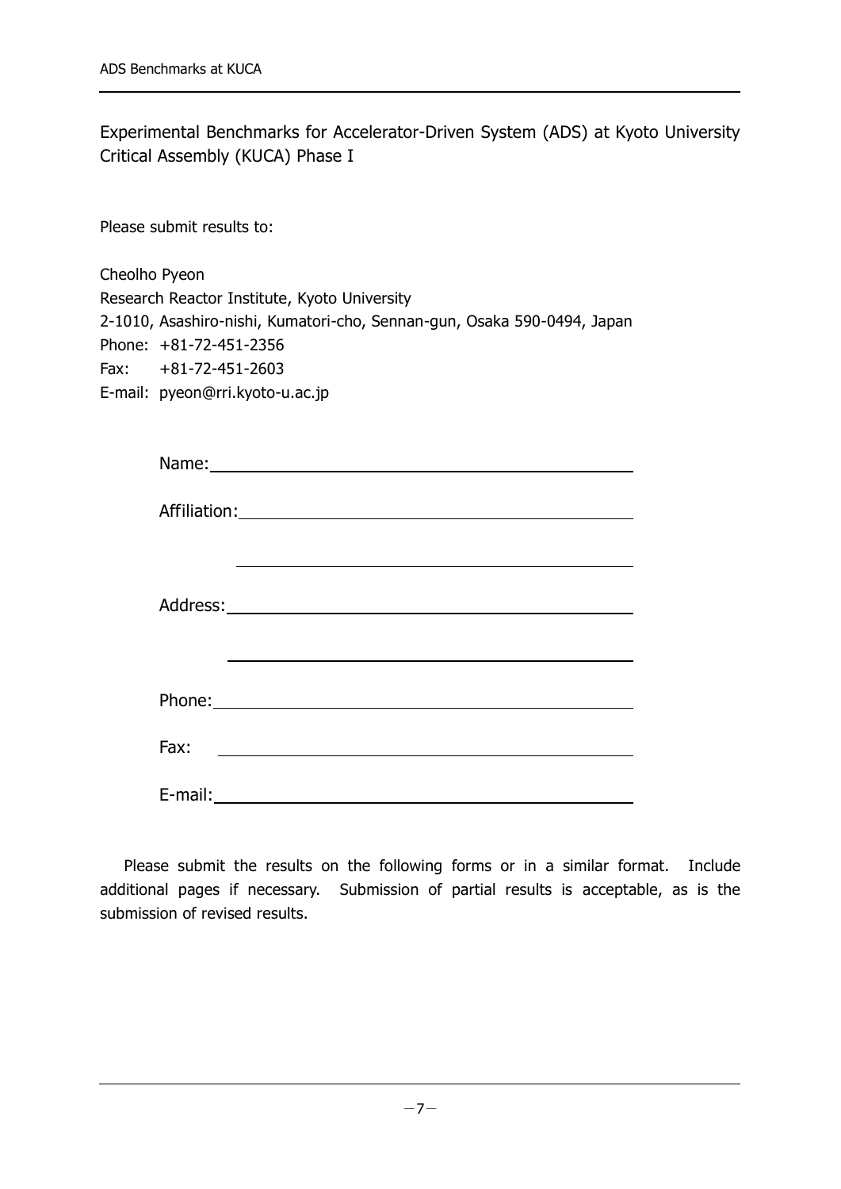Experimental Benchmarks for Accelerator-Driven System (ADS) at Kyoto University Critical Assembly (KUCA) Phase I

Please submit results to:

Cheolho Pyeon
Research Reactor Institute, Kyoto University
2-1010, Asashiro-nishi, Kumatori-cho, Sennan-gun, Osaka 590-0494, Japan
Phone: +81-72-451-2356
Fax: +81-72-451-2603
E-mail: pyeon@rri.kyoto-u.ac.jp

Name: ____________________________________________

Affiliation: ________________________________________

____________________________________________

Address: __________________________________________

____________________________________________

Phone: ___________________________________________

Fax: _____________________________________________

E-mail: ___________________________________________

Please submit the results on the following forms or in a similar format. Include additional pages if necessary. Submission of partial results is acceptable, as is the submission of revised results.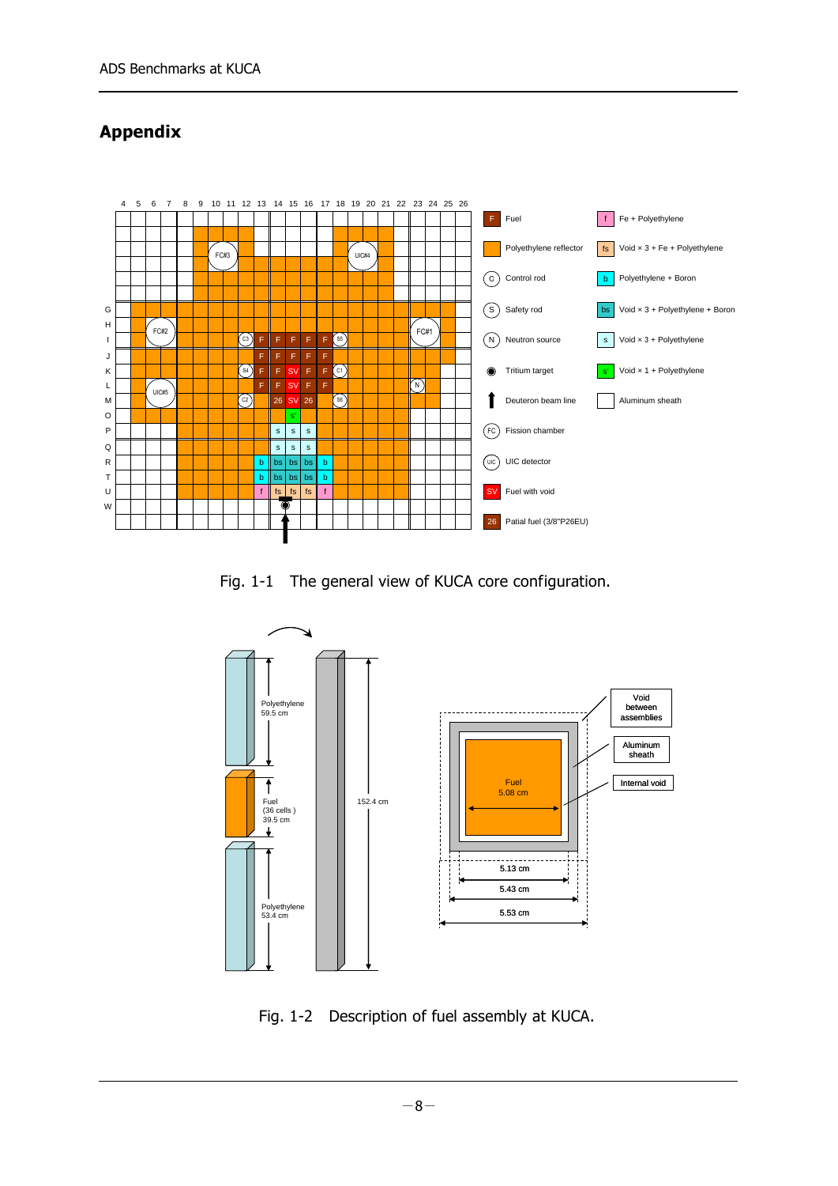# Appendix

Fig. 1-1 The general view of KUCA core configuration.

Fig. 1-2 Description of fuel assembly at KUCA.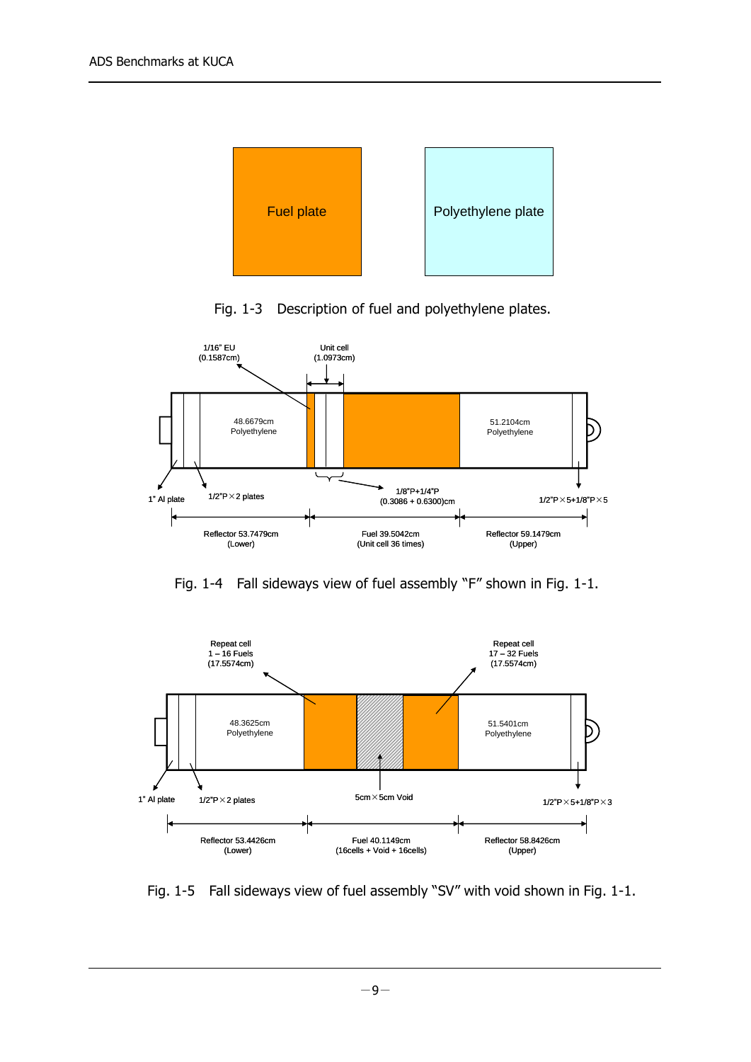Fig. 1-3　Description of fuel and polyethylene plates.

Fig. 1-4　Fall sideways view of fuel assembly "F" shown in Fig. 1-1.

Fig. 1-5　Fall sideways view of fuel assembly "SV" with void shown in Fig. 1-1.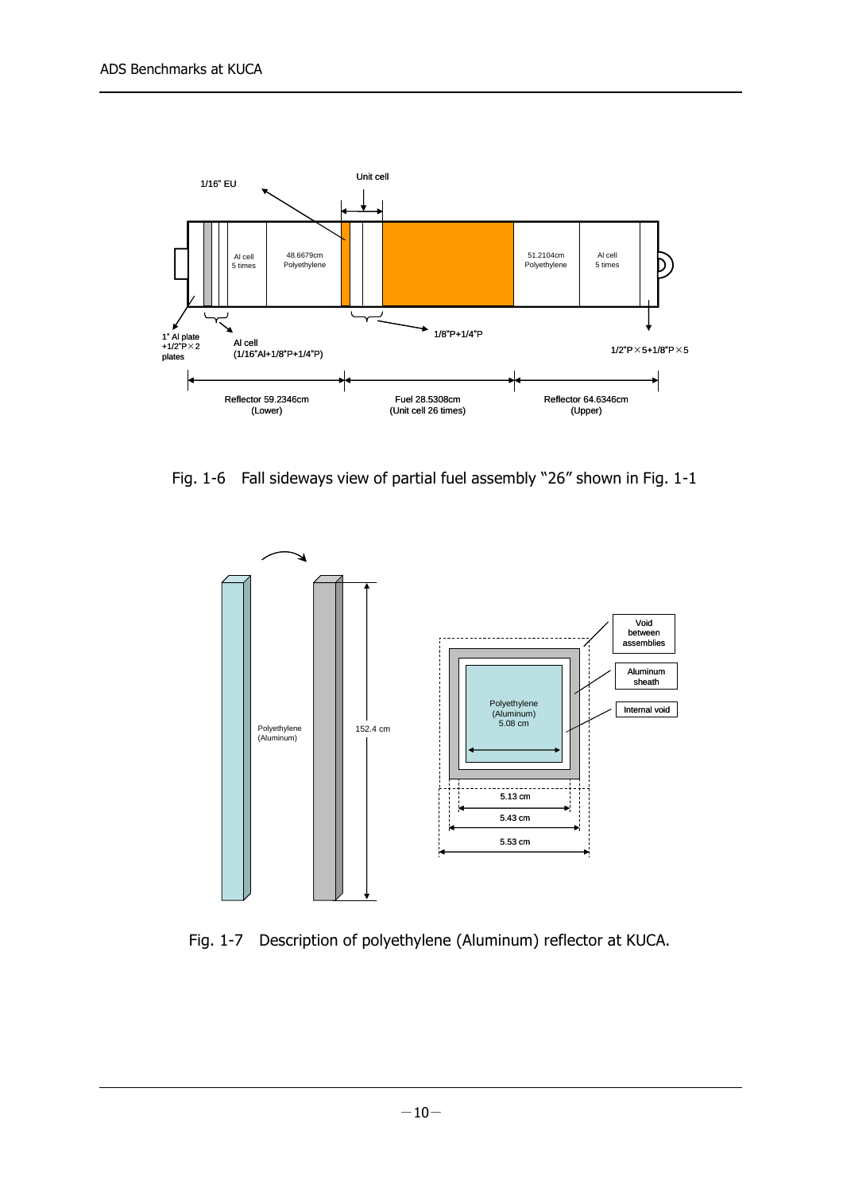Fig. 1-6 Fall sideways view of partial fuel assembly "26" shown in Fig. 1-1

Fig. 1-7 Description of polyethylene (Aluminum) reflector at KUCA.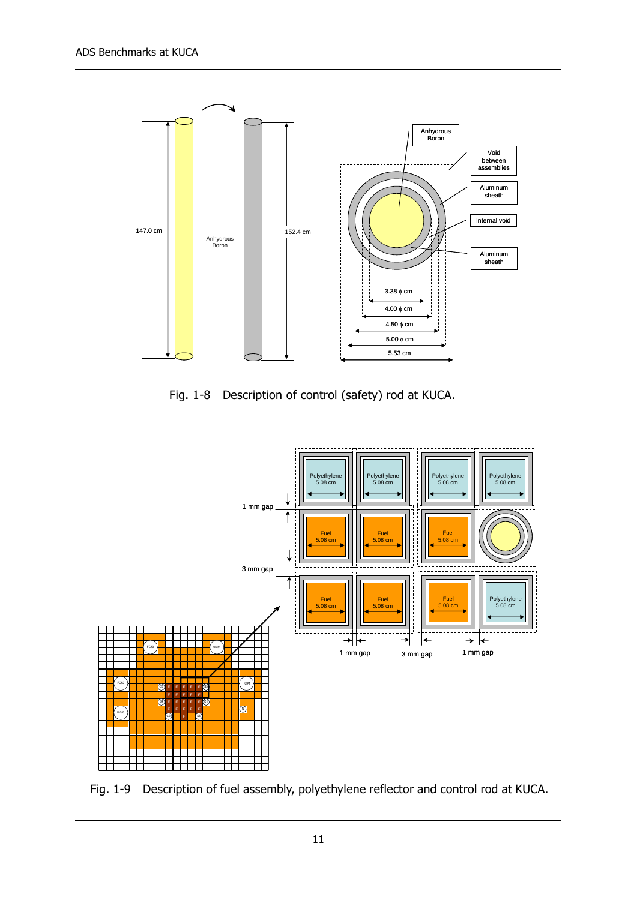Fig. 1-8 Description of control (safety) rod at KUCA.

Fig. 1-9 Description of fuel assembly, polyethylene reflector and control rod at KUCA.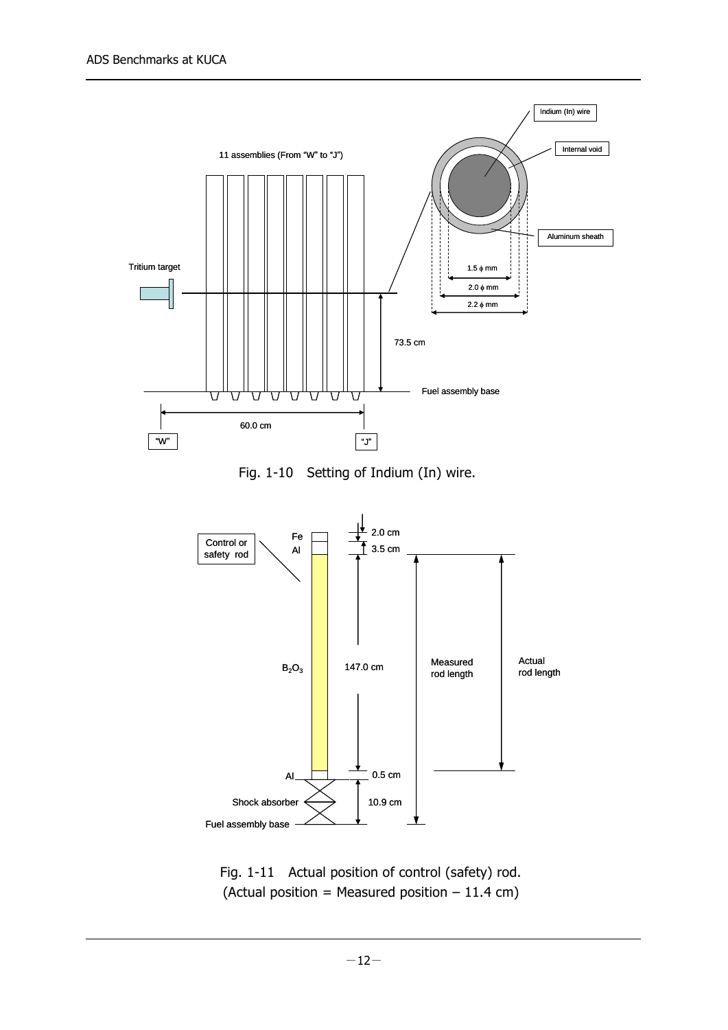Fig. 1-10 Setting of Indium (In) wire.

Fig. 1-11 Actual position of control (safety) rod.
(Actual position = Measured position – 11.4 cm)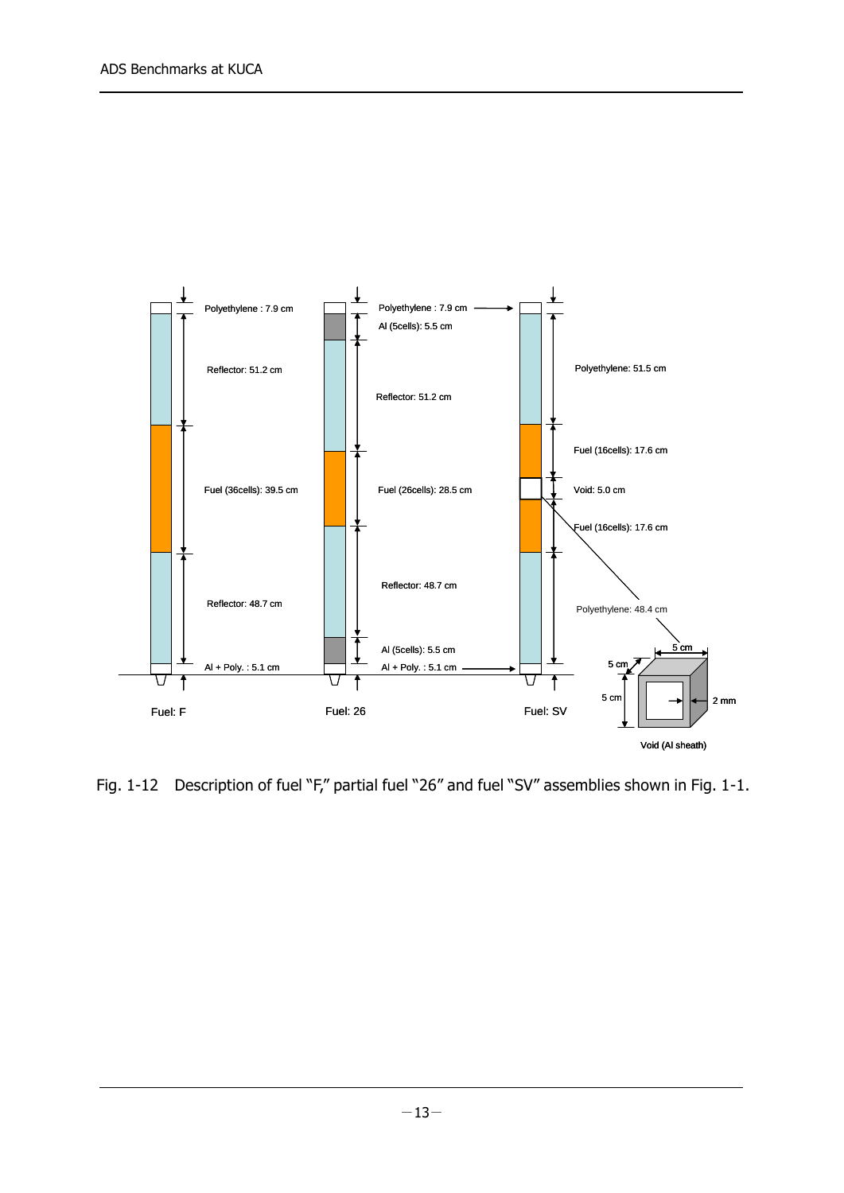Fuel: F

- Polyethylene : 7.9 cm
- Reflector: 51.2 cm
- Fuel (36cells): 39.5 cm
- Reflector: 48.7 cm
- Al + Poly. : 5.1 cm

Fuel: 26

- Polyethylene : 7.9 cm
- Al (5cells): 5.5 cm
- Reflector: 51.2 cm
- Fuel (26cells): 28.5 cm
- Reflector: 48.7 cm
- Al (5cells): 5.5 cm
- Al + Poly. : 5.1 cm

Fuel: SV

- Polyethylene: 51.5 cm
- Fuel (16cells): 17.6 cm
- Void: 5.0 cm
- Fuel (16cells): 17.6 cm
- Polyethylene: 48.4 cm

Void (Al sheath): 5 cm × 5 cm × 5 cm, 2 mm

Fig. 1-12 Description of fuel "F," partial fuel "26" and fuel "SV" assemblies shown in Fig. 1-1.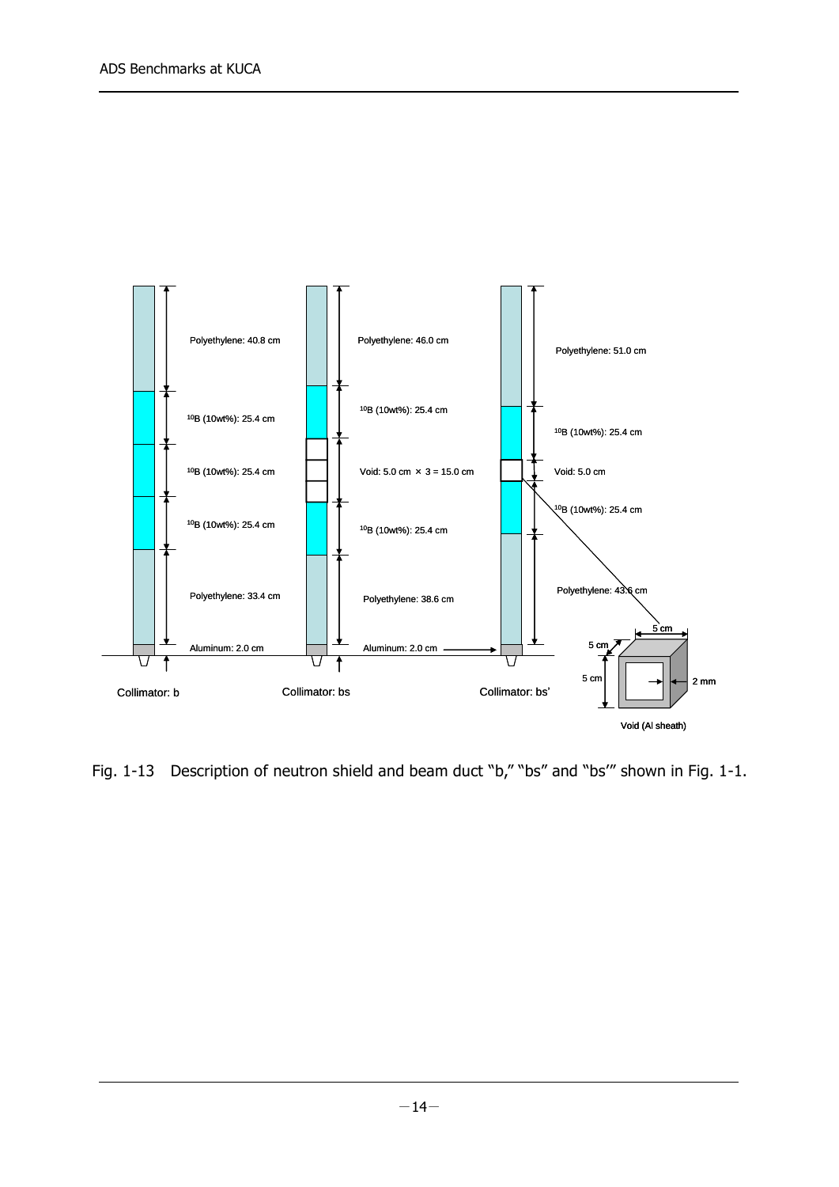Polyethylene: 40.8 cm

$^{10}B$ (10wt%): 25.4 cm

$^{10}B$ (10wt%): 25.4 cm

$^{10}B$ (10wt%): 25.4 cm

Polyethylene: 33.4 cm

Aluminum: 2.0 cm

Collimator: b

Polyethylene: 46.0 cm

$^{10}B$ (10wt%): 25.4 cm

Void: 5.0 cm × 3 = 15.0 cm

$^{10}B$ (10wt%): 25.4 cm

Polyethylene: 38.6 cm

Aluminum: 2.0 cm

Collimator: bs

Polyethylene: 51.0 cm

$^{10}B$ (10wt%): 25.4 cm

Void: 5.0 cm

$^{10}B$ (10wt%): 25.4 cm

Polyethylene: 43.6 cm

Collimator: bs'

5 cm

5 cm

5 cm

2 mm

Void (Al sheath)

Fig. 1-13 Description of neutron shield and beam duct "b," "bs" and "bs'" shown in Fig. 1-1.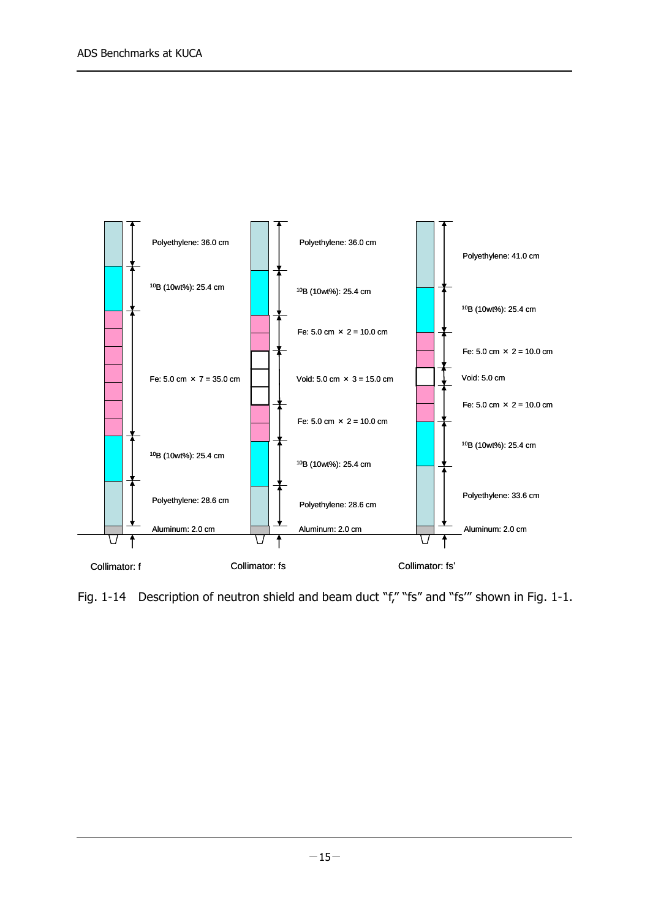Polyethylene: 36.0 cm

$^{10}$B (10wt%): 25.4 cm

Fe: 5.0 cm × 7 = 35.0 cm

$^{10}$B (10wt%): 25.4 cm

Polyethylene: 28.6 cm

Aluminum: 2.0 cm

Collimator: f

Polyethylene: 36.0 cm

$^{10}$B (10wt%): 25.4 cm

Fe: 5.0 cm × 2 = 10.0 cm

Void: 5.0 cm × 3 = 15.0 cm

Fe: 5.0 cm × 2 = 10.0 cm

$^{10}$B (10wt%): 25.4 cm

Polyethylene: 28.6 cm

Aluminum: 2.0 cm

Collimator: fs

Polyethylene: 41.0 cm

$^{10}$B (10wt%): 25.4 cm

Fe: 5.0 cm × 2 = 10.0 cm

Void: 5.0 cm

Fe: 5.0 cm × 2 = 10.0 cm

$^{10}$B (10wt%): 25.4 cm

Polyethylene: 33.6 cm

Aluminum: 2.0 cm

Collimator: fs'

Fig. 1-14 Description of neutron shield and beam duct "f," "fs" and "fs'" shown in Fig. 1-1.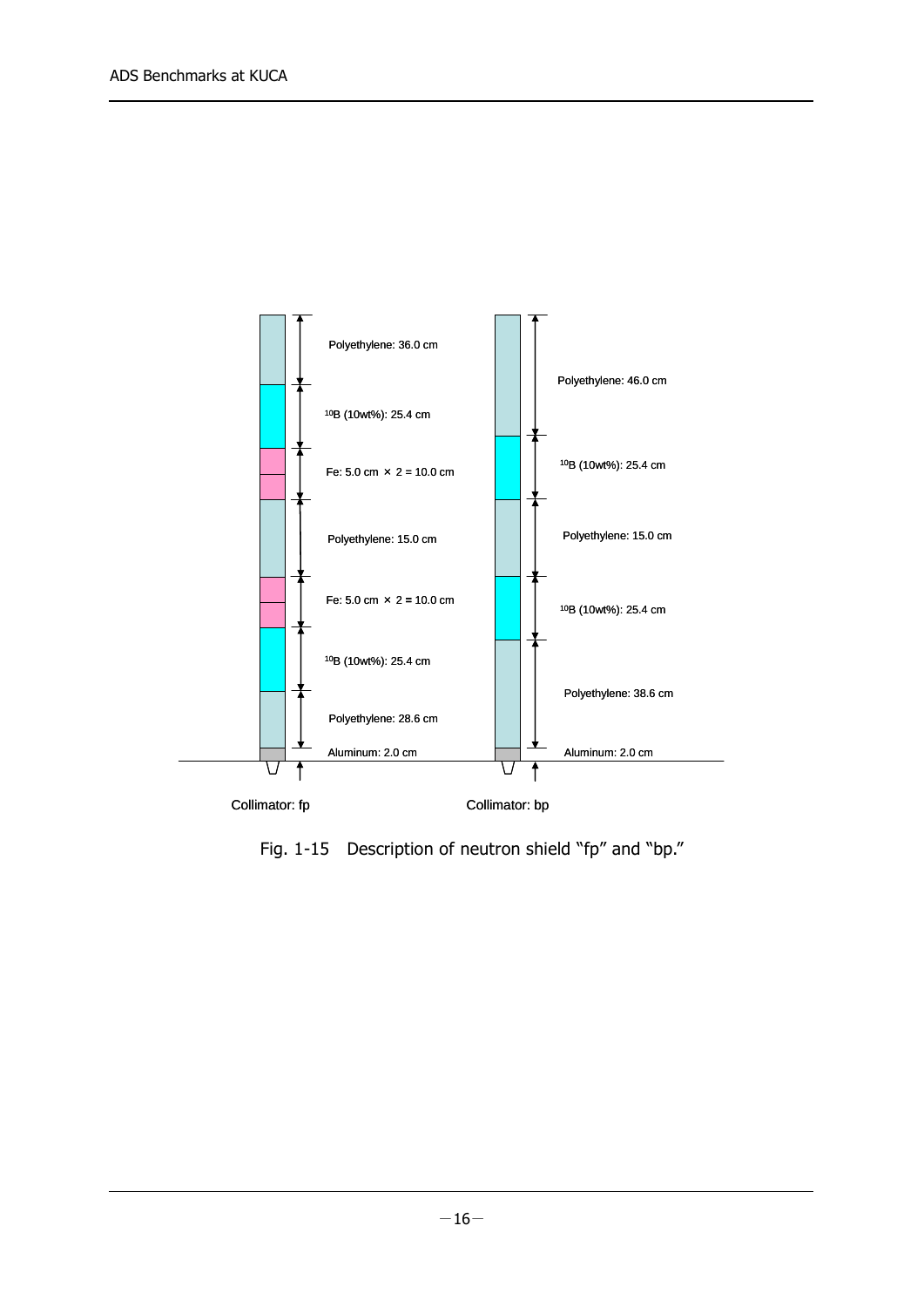Polyethylene: 36.0 cm

$^{10}B$ (10wt%): 25.4 cm

Fe: 5.0 cm × 2 = 10.0 cm

Polyethylene: 15.0 cm

Fe: 5.0 cm × 2 = 10.0 cm

$^{10}B$ (10wt%): 25.4 cm

Polyethylene: 28.6 cm

Aluminum: 2.0 cm

Collimator: fp

Polyethylene: 46.0 cm

$^{10}B$ (10wt%): 25.4 cm

Polyethylene: 15.0 cm

$^{10}B$ (10wt%): 25.4 cm

Polyethylene: 38.6 cm

Aluminum: 2.0 cm

Collimator: bp

Fig. 1-15 Description of neutron shield "fp" and "bp."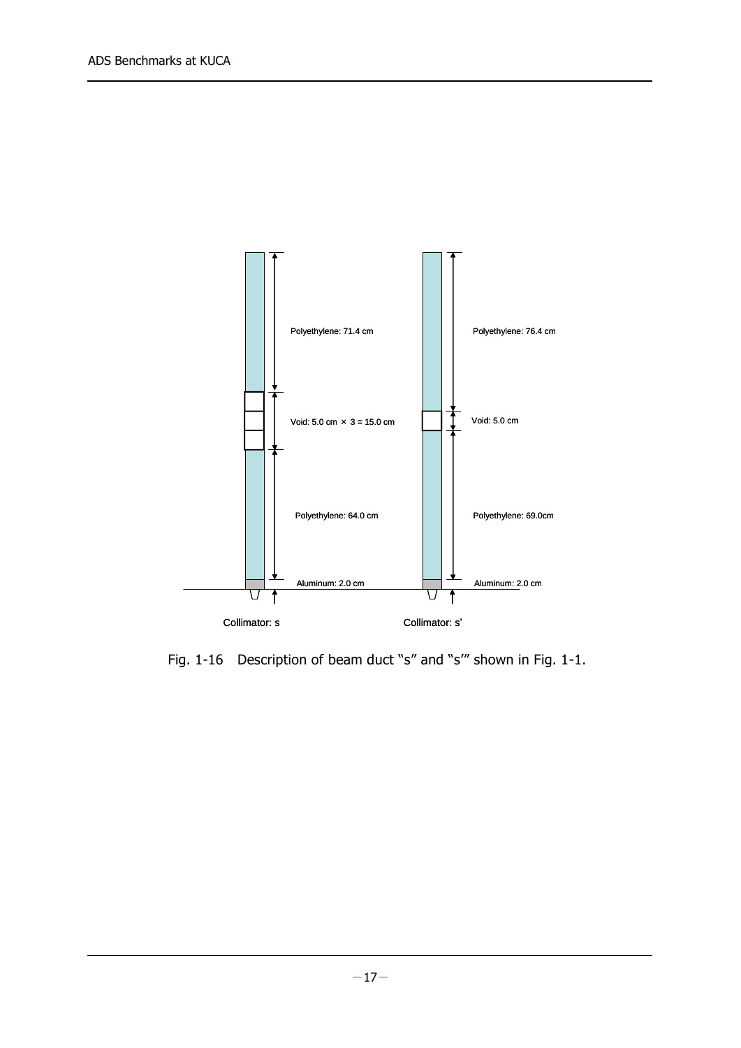Polyethylene: 71.4 cm

Void: 5.0 cm × 3 = 15.0 cm

Polyethylene: 64.0 cm

Aluminum: 2.0 cm

Collimator: s

Polyethylene: 76.4 cm

Void: 5.0 cm

Polyethylene: 69.0cm

Aluminum: 2.0 cm

Collimator: s'

Fig. 1-16 Description of beam duct "s" and "s'" shown in Fig. 1-1.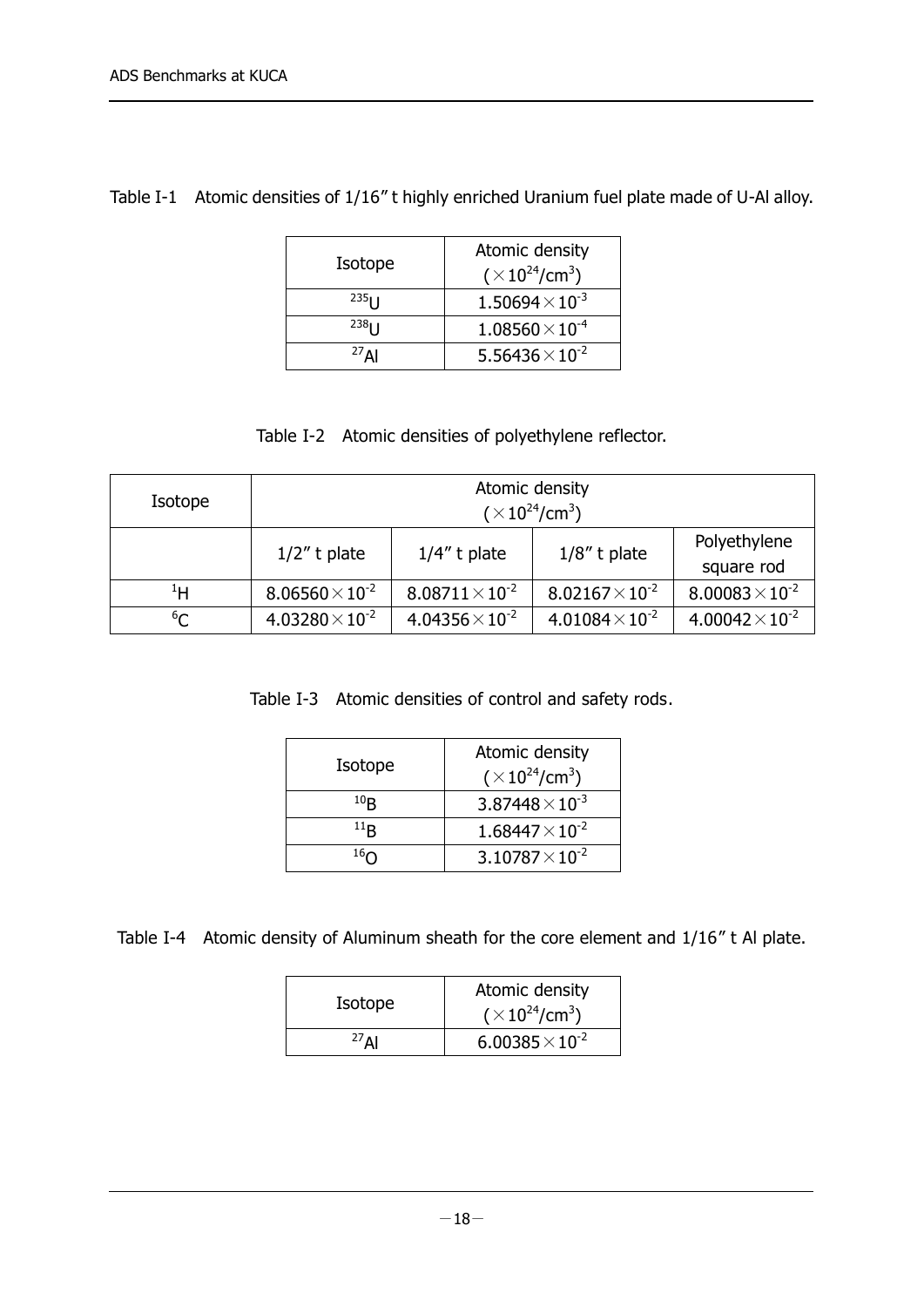Table I-1 Atomic densities of 1/16" t highly enriched Uranium fuel plate made of U-Al alloy.

| Isotope | Atomic density ($\times 10^{24}$/cm$^3$) |
| --- | --- |
| $^{235}$U | $1.50694 \times 10^{-3}$ |
| $^{238}$U | $1.08560 \times 10^{-4}$ |
| $^{27}$Al | $5.56436 \times 10^{-2}$ |

Table I-2 Atomic densities of polyethylene reflector.

| Isotope | Atomic density ($\times 10^{24}$/cm$^3$) | | | |
| --- | --- | --- | --- | --- |
| | 1/2" t plate | 1/4" t plate | 1/8" t plate | Polyethylene square rod |
| $^{1}$H | $8.06560 \times 10^{-2}$ | $8.08711 \times 10^{-2}$ | $8.02167 \times 10^{-2}$ | $8.00083 \times 10^{-2}$ |
| $^{6}$C | $4.03280 \times 10^{-2}$ | $4.04356 \times 10^{-2}$ | $4.01084 \times 10^{-2}$ | $4.00042 \times 10^{-2}$ |

Table I-3 Atomic densities of control and safety rods.

| Isotope | Atomic density ($\times 10^{24}$/cm$^3$) |
| --- | --- |
| $^{10}$B | $3.87448 \times 10^{-3}$ |
| $^{11}$B | $1.68447 \times 10^{-2}$ |
| $^{16}$O | $3.10787 \times 10^{-2}$ |

Table I-4 Atomic density of Aluminum sheath for the core element and 1/16" t Al plate.

| Isotope | Atomic density ($\times 10^{24}$/cm$^3$) |
| --- | --- |
| $^{27}$Al | $6.00385 \times 10^{-2}$ |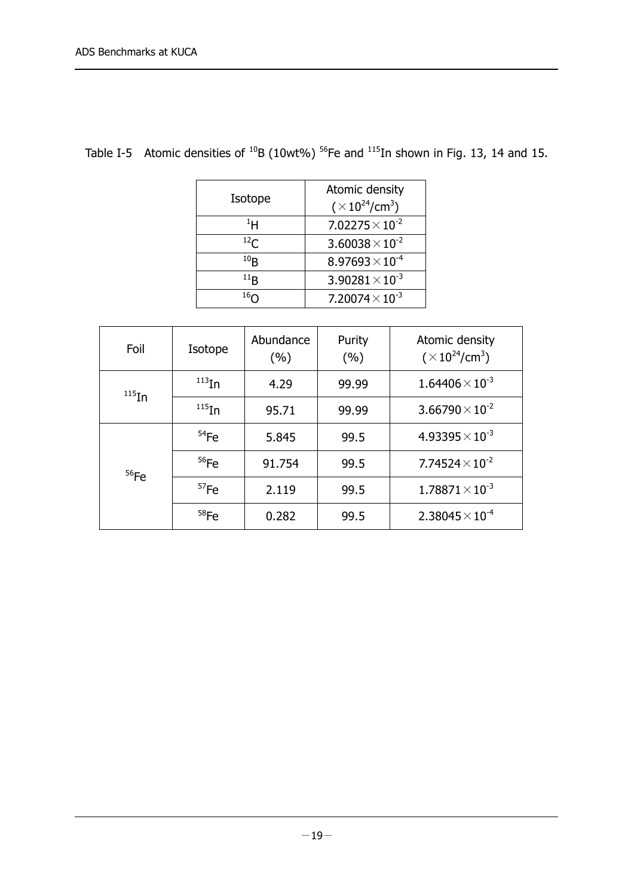Table I-5 Atomic densities of $^{10}B$ (10wt%) $^{56}Fe$ and $^{115}In$ shown in Fig. 13, 14 and 15.

| Isotope | Atomic density ($\times 10^{24}/cm^3$) |
|---|---|
| $^{1}H$ | $7.02275\times10^{-2}$ |
| $^{12}C$ | $3.60038\times10^{-2}$ |
| $^{10}B$ | $8.97693\times10^{-4}$ |
| $^{11}B$ | $3.90281\times10^{-3}$ |
| $^{16}O$ | $7.20074\times10^{-3}$ |

| Foil | Isotope | Abundance (%) | Purity (%) | Atomic density ($\times 10^{24}/cm^3$) |
|---|---|---|---|---|
| $^{115}In$ | $^{113}In$ | 4.29 | 99.99 | $1.64406\times10^{-3}$ |
| | $^{115}In$ | 95.71 | 99.99 | $3.66790\times10^{-2}$ |
| $^{56}Fe$ | $^{54}Fe$ | 5.845 | 99.5 | $4.93395\times10^{-3}$ |
| | $^{56}Fe$ | 91.754 | 99.5 | $7.74524\times10^{-2}$ |
| | $^{57}Fe$ | 2.119 | 99.5 | $1.78871\times10^{-3}$ |
| | $^{58}Fe$ | 0.282 | 99.5 | $2.38045\times10^{-4}$ |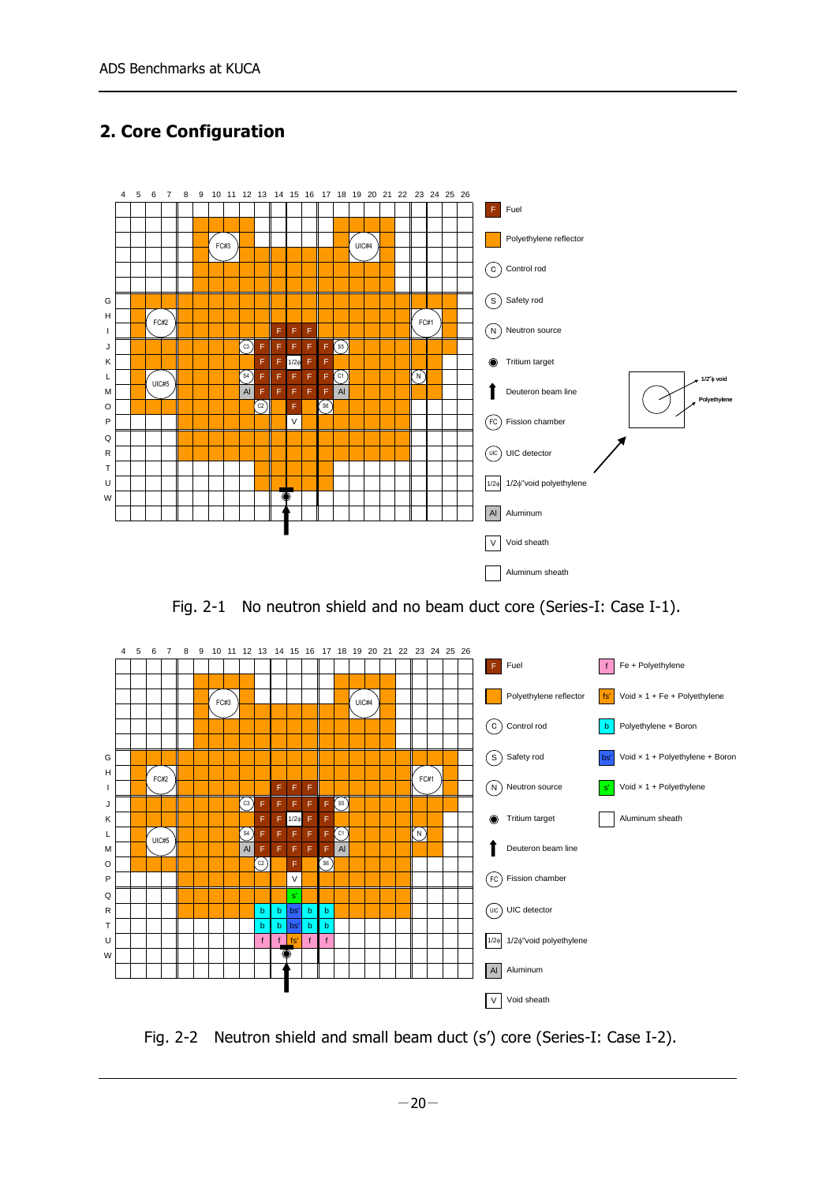## 2. Core Configuration

Fig. 2-1 No neutron shield and no beam duct core (Series-I: Case I-1).

Fig. 2-2 Neutron shield and small beam duct (s') core (Series-I: Case I-2).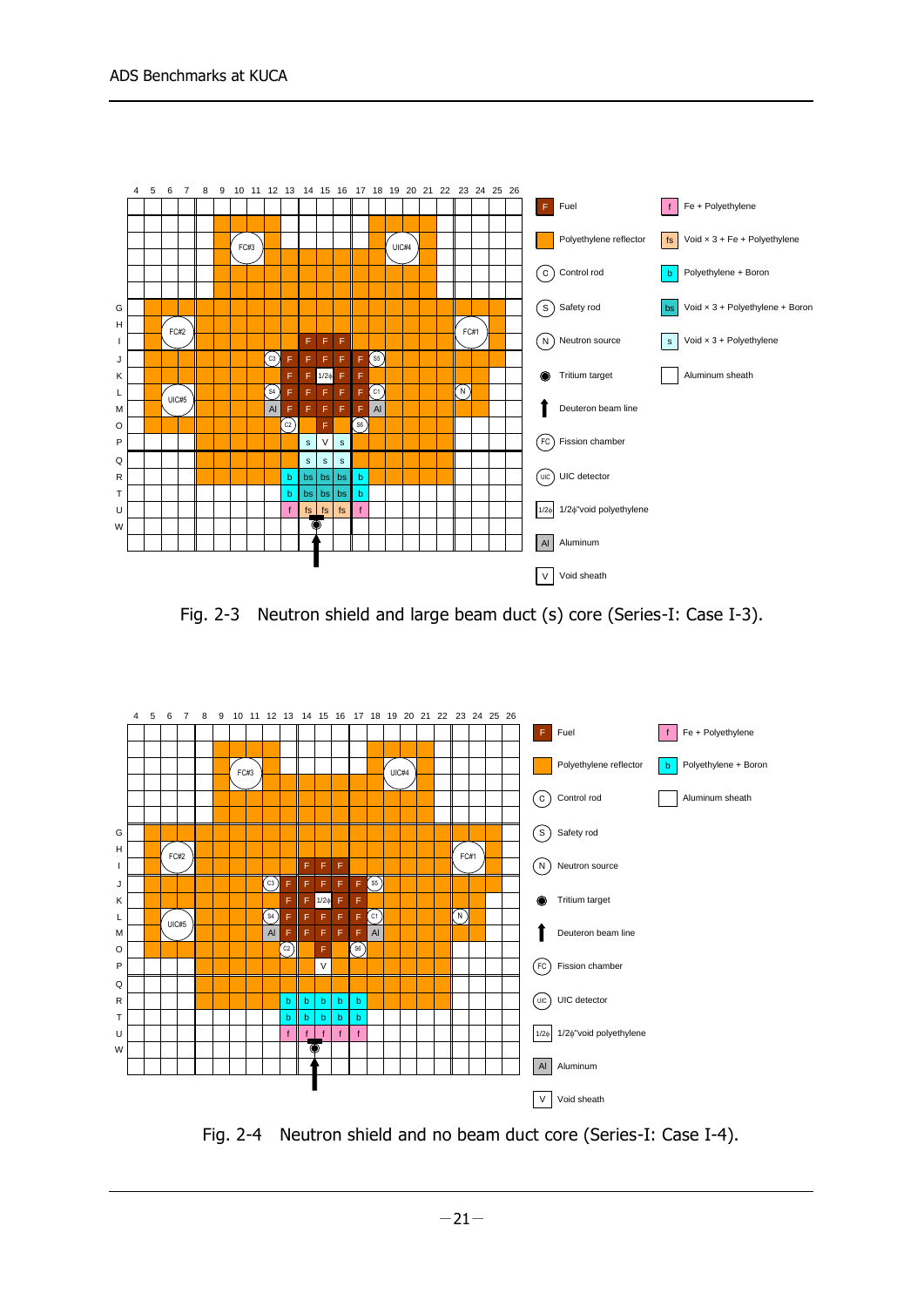Fig. 2-3 Neutron shield and large beam duct (s) core (Series-I: Case I-3).

Fig. 2-4 Neutron shield and no beam duct core (Series-I: Case I-4).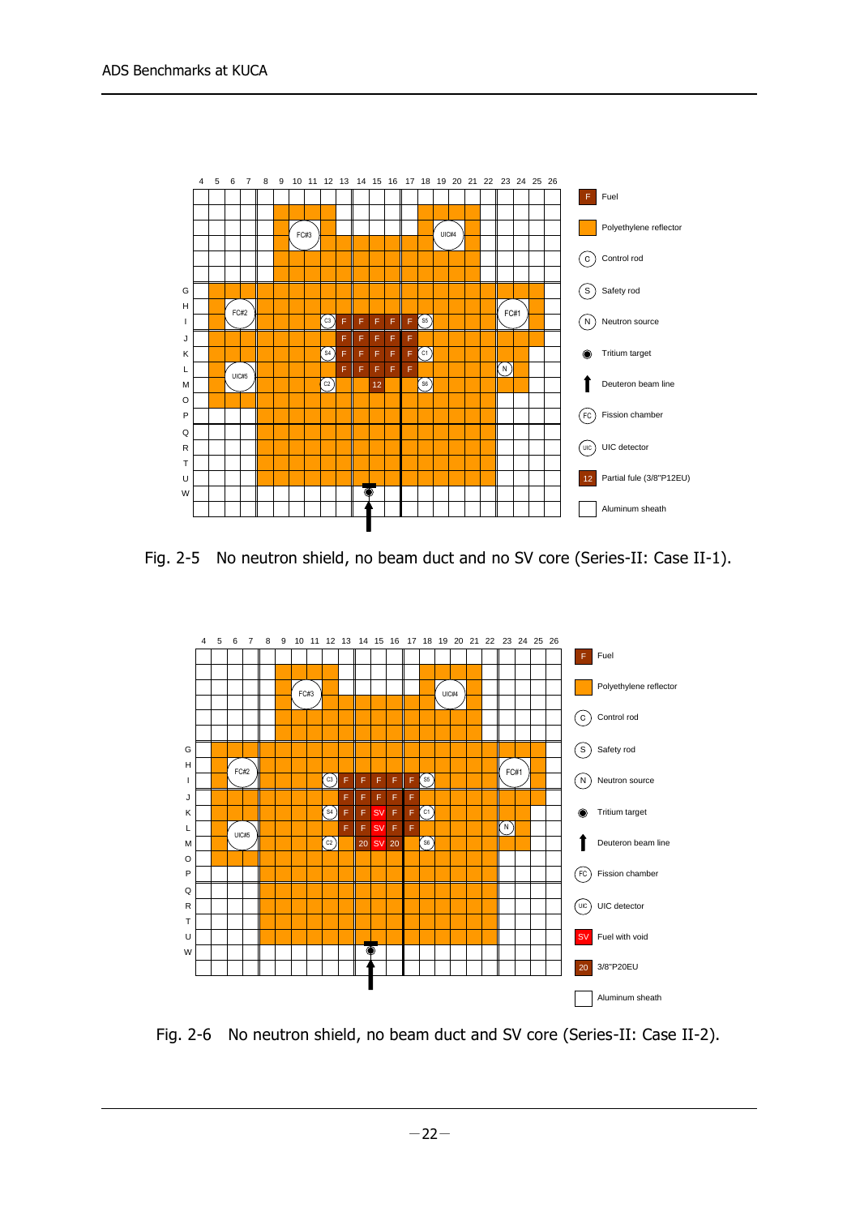Fig. 2-5 No neutron shield, no beam duct and no SV core (Series-II: Case II-1).

Fig. 2-6 No neutron shield, no beam duct and SV core (Series-II: Case II-2).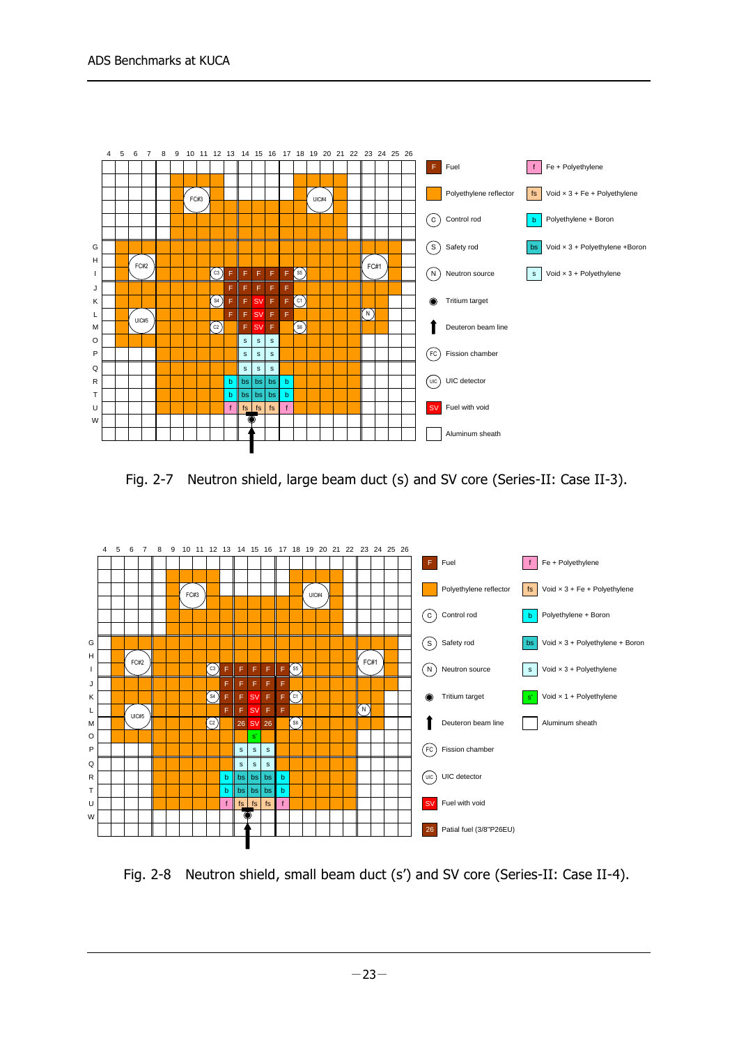Fig. 2-7 Neutron shield, large beam duct (s) and SV core (Series-II: Case II-3).

Fig. 2-8 Neutron shield, small beam duct (s') and SV core (Series-II: Case II-4).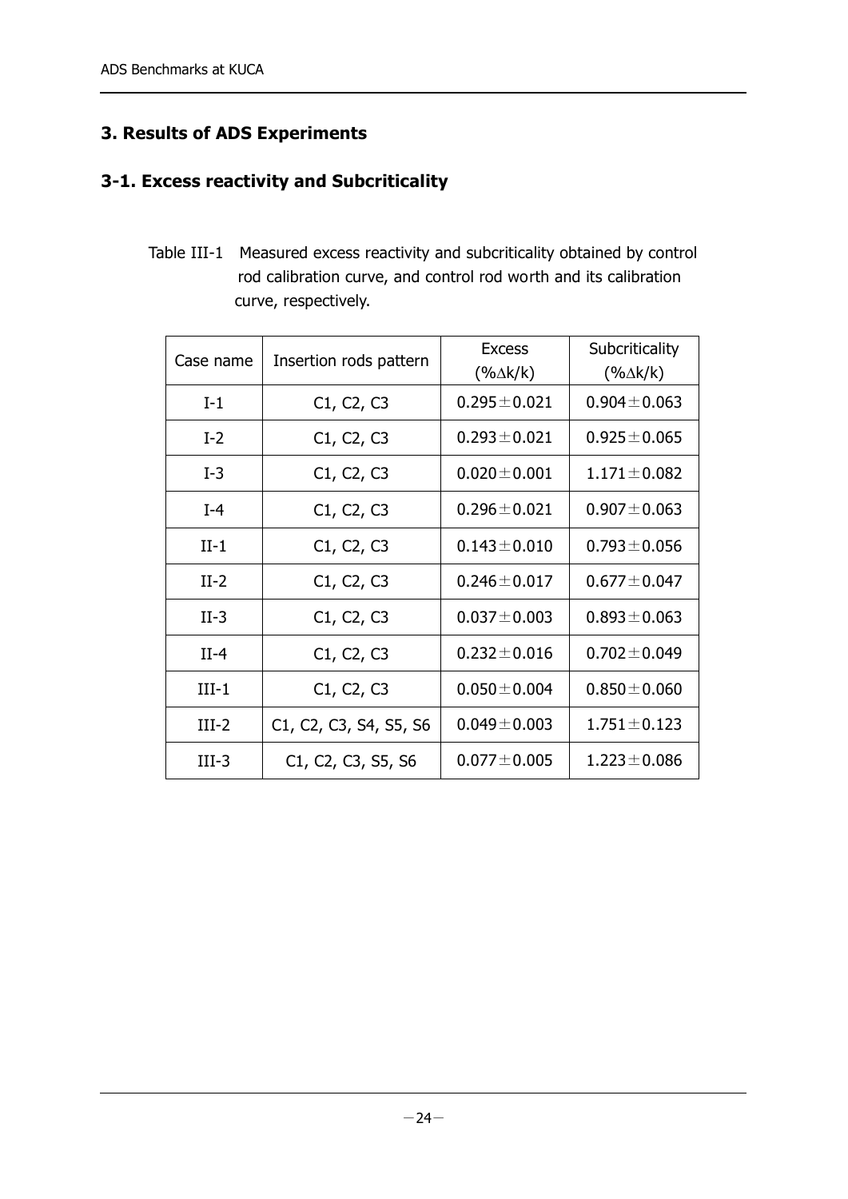## 3. Results of ADS Experiments

### 3-1. Excess reactivity and Subcriticality

Table III-1 Measured excess reactivity and subcriticality obtained by control rod calibration curve, and control rod worth and its calibration curve, respectively.

| Case name | Insertion rods pattern | Excess (%$\Delta$k/k) | Subcriticality (%$\Delta$k/k) |
|---|---|---|---|
| I-1 | C1, C2, C3 | 0.295±0.021 | 0.904±0.063 |
| I-2 | C1, C2, C3 | 0.293±0.021 | 0.925±0.065 |
| I-3 | C1, C2, C3 | 0.020±0.001 | 1.171±0.082 |
| I-4 | C1, C2, C3 | 0.296±0.021 | 0.907±0.063 |
| II-1 | C1, C2, C3 | 0.143±0.010 | 0.793±0.056 |
| II-2 | C1, C2, C3 | 0.246±0.017 | 0.677±0.047 |
| II-3 | C1, C2, C3 | 0.037±0.003 | 0.893±0.063 |
| II-4 | C1, C2, C3 | 0.232±0.016 | 0.702±0.049 |
| III-1 | C1, C2, C3 | 0.050±0.004 | 0.850±0.060 |
| III-2 | C1, C2, C3, S4, S5, S6 | 0.049±0.003 | 1.751±0.123 |
| III-3 | C1, C2, C3, S5, S6 | 0.077±0.005 | 1.223±0.086 |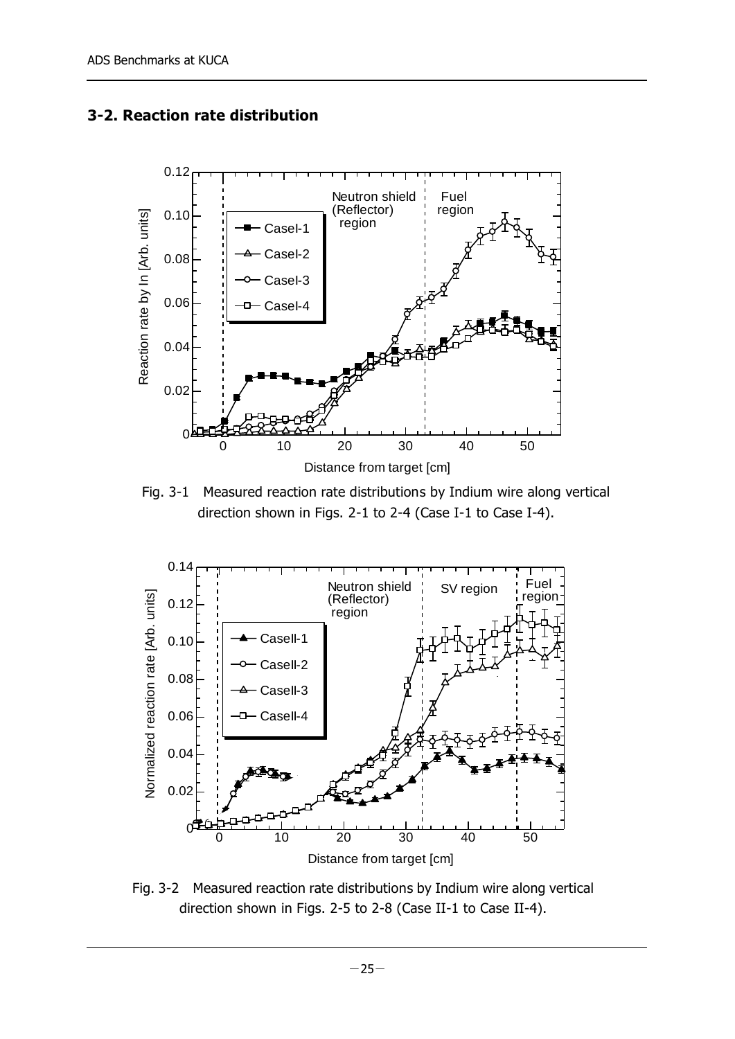## 3-2. Reaction rate distribution

Fig. 3-1 Measured reaction rate distributions by Indium wire along vertical direction shown in Figs. 2-1 to 2-4 (Case I-1 to Case I-4).

Fig. 3-2 Measured reaction rate distributions by Indium wire along vertical direction shown in Figs. 2-5 to 2-8 (Case II-1 to Case II-4).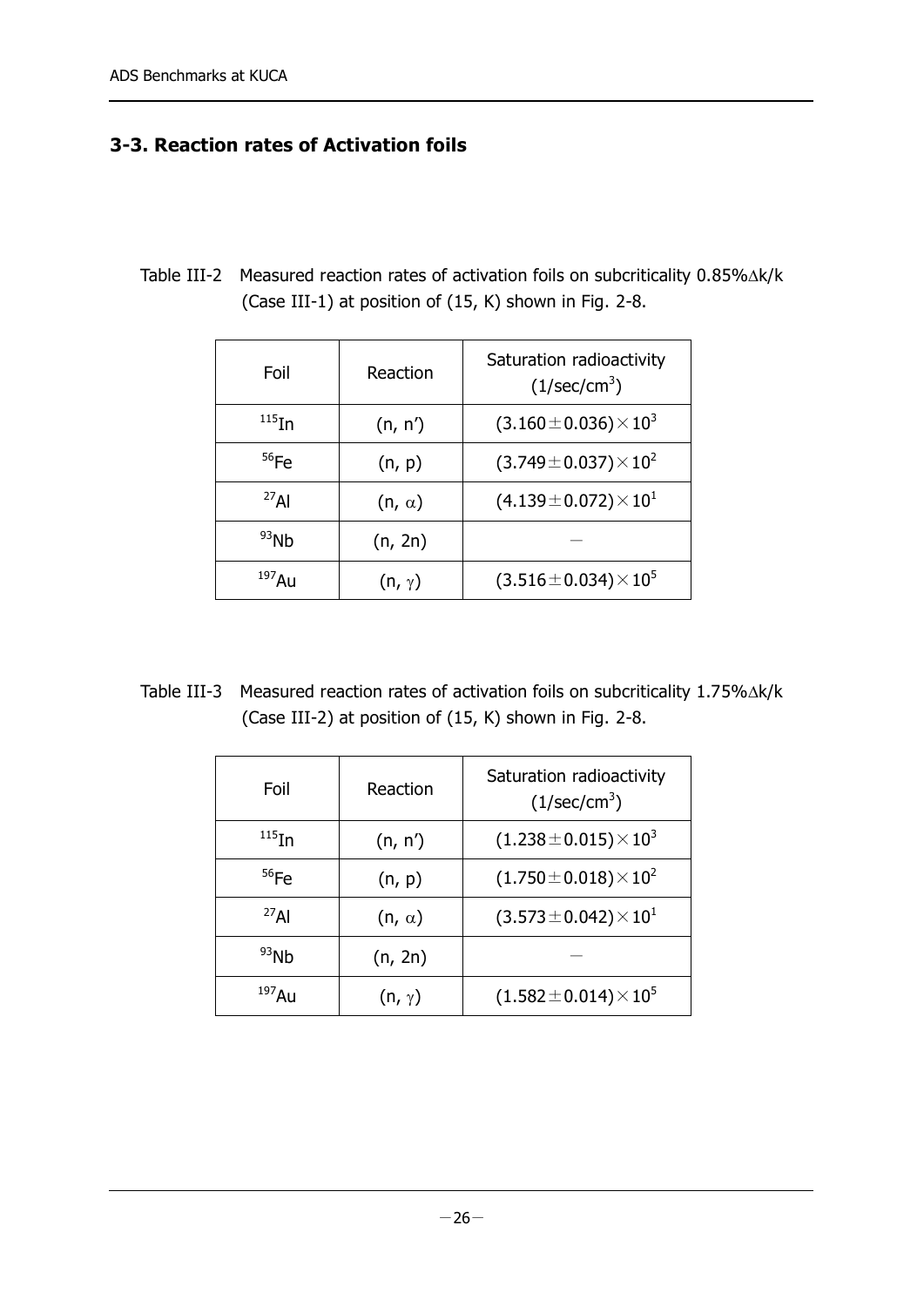## 3-3. Reaction rates of Activation foils

Table III-2 Measured reaction rates of activation foils on subcriticality 0.85%Δk/k (Case III-1) at position of (15, K) shown in Fig. 2-8.

| Foil | Reaction | Saturation radioactivity (1/sec/cm$^3$) |
|---|---|---|
| $^{115}$In | (n, n′) | $(3.160 \pm 0.036) \times 10^3$ |
| $^{56}$Fe | (n, p) | $(3.749 \pm 0.037) \times 10^2$ |
| $^{27}$Al | (n, $\alpha$) | $(4.139 \pm 0.072) \times 10^1$ |
| $^{93}$Nb | (n, 2n) | － |
| $^{197}$Au | (n, $\gamma$) | $(3.516 \pm 0.034) \times 10^5$ |

Table III-3 Measured reaction rates of activation foils on subcriticality 1.75%Δk/k (Case III-2) at position of (15, K) shown in Fig. 2-8.

| Foil | Reaction | Saturation radioactivity (1/sec/cm$^3$) |
|---|---|---|
| $^{115}$In | (n, n′) | $(1.238 \pm 0.015) \times 10^3$ |
| $^{56}$Fe | (n, p) | $(1.750 \pm 0.018) \times 10^2$ |
| $^{27}$Al | (n, $\alpha$) | $(3.573 \pm 0.042) \times 10^1$ |
| $^{93}$Nb | (n, 2n) | － |
| $^{197}$Au | (n, $\gamma$) | $(1.582 \pm 0.014) \times 10^5$ |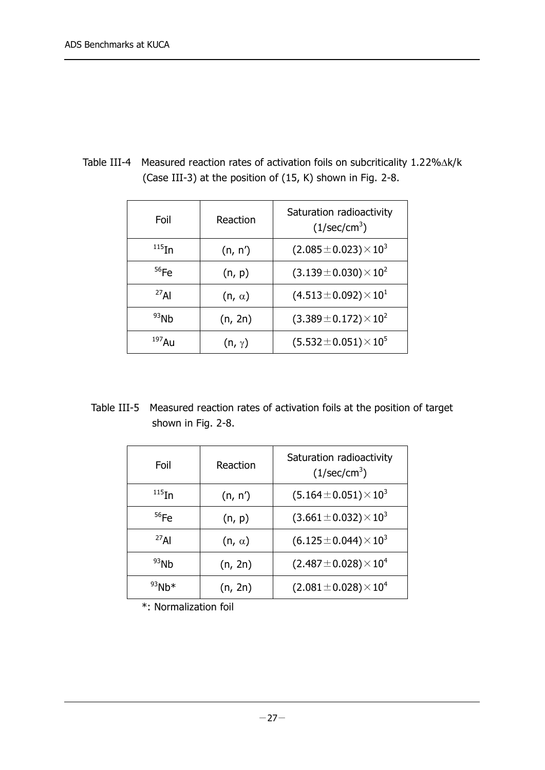Table III-4 Measured reaction rates of activation foils on subcriticality 1.22%$\Delta k/k$ (Case III-3) at the position of (15, K) shown in Fig. 2-8.

| Foil | Reaction | Saturation radioactivity ($1/sec/cm^3$) |
|---|---|---|
| $^{115}In$ | (n, n′) | $(2.085 \pm 0.023) \times 10^3$ |
| $^{56}Fe$ | (n, p) | $(3.139 \pm 0.030) \times 10^2$ |
| $^{27}Al$ | (n, $\alpha$) | $(4.513 \pm 0.092) \times 10^1$ |
| $^{93}Nb$ | (n, 2n) | $(3.389 \pm 0.172) \times 10^2$ |
| $^{197}Au$ | (n, $\gamma$) | $(5.532 \pm 0.051) \times 10^5$ |

Table III-5 Measured reaction rates of activation foils at the position of target shown in Fig. 2-8.

| Foil | Reaction | Saturation radioactivity ($1/sec/cm^3$) |
|---|---|---|
| $^{115}In$ | (n, n′) | $(5.164 \pm 0.051) \times 10^3$ |
| $^{56}Fe$ | (n, p) | $(3.661 \pm 0.032) \times 10^3$ |
| $^{27}Al$ | (n, $\alpha$) | $(6.125 \pm 0.044) \times 10^3$ |
| $^{93}Nb$ | (n, 2n) | $(2.487 \pm 0.028) \times 10^4$ |
| $^{93}Nb$* | (n, 2n) | $(2.081 \pm 0.028) \times 10^4$ |

*: Normalization foil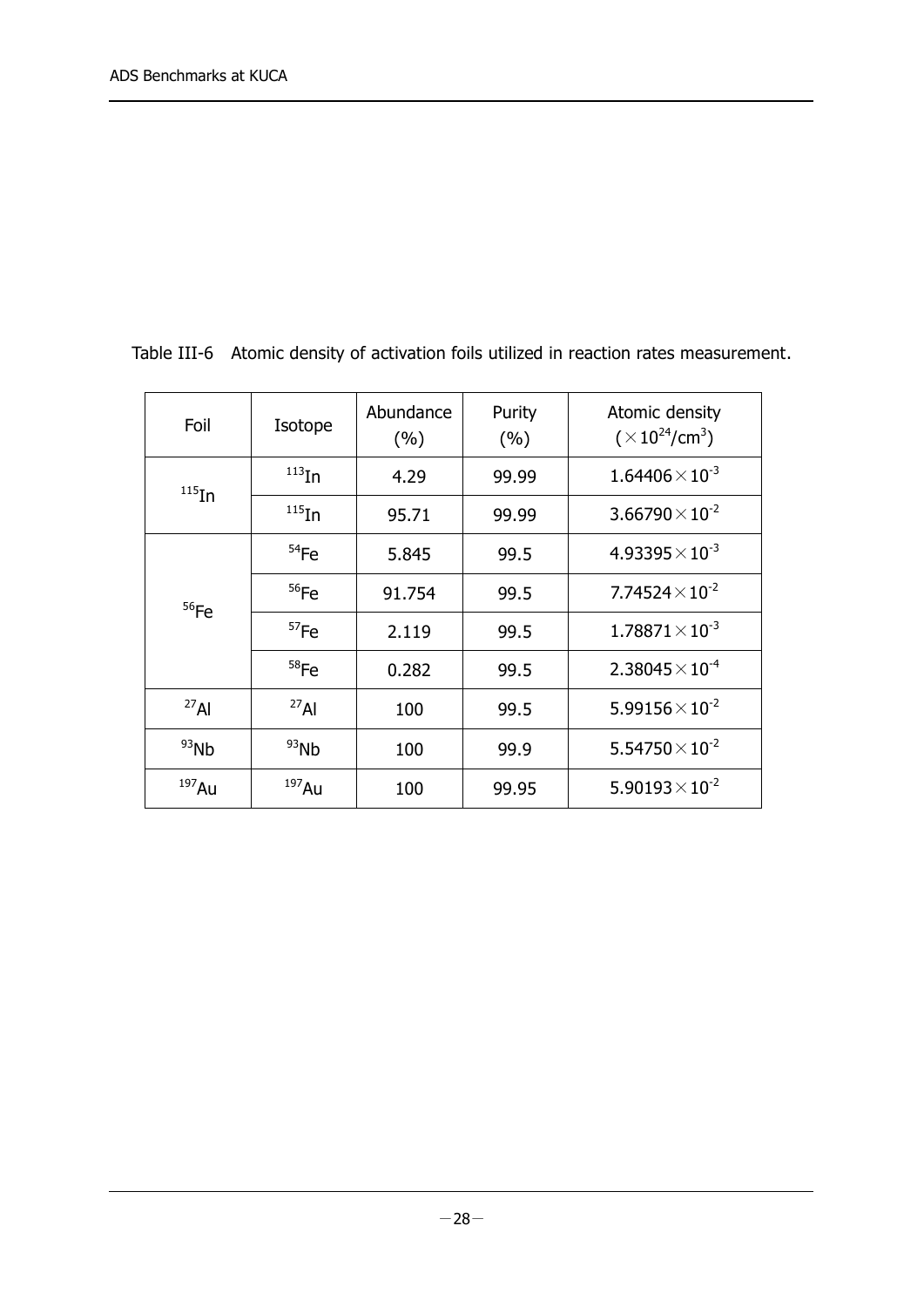Table III-6 Atomic density of activation foils utilized in reaction rates measurement.

| Foil | Isotope | Abundance (%) | Purity (%) | Atomic density ($\times 10^{24}$/cm$^3$) |
| --- | --- | --- | --- | --- |
| $^{115}$In | $^{113}$In | 4.29 | 99.99 | $1.64406 \times 10^{-3}$ |
| | $^{115}$In | 95.71 | 99.99 | $3.66790 \times 10^{-2}$ |
| $^{56}$Fe | $^{54}$Fe | 5.845 | 99.5 | $4.93395 \times 10^{-3}$ |
| | $^{56}$Fe | 91.754 | 99.5 | $7.74524 \times 10^{-2}$ |
| | $^{57}$Fe | 2.119 | 99.5 | $1.78871 \times 10^{-3}$ |
| | $^{58}$Fe | 0.282 | 99.5 | $2.38045 \times 10^{-4}$ |
| $^{27}$Al | $^{27}$Al | 100 | 99.5 | $5.99156 \times 10^{-2}$ |
| $^{93}$Nb | $^{93}$Nb | 100 | 99.9 | $5.54750 \times 10^{-2}$ |
| $^{197}$Au | $^{197}$Au | 100 | 99.95 | $5.90193 \times 10^{-2}$ |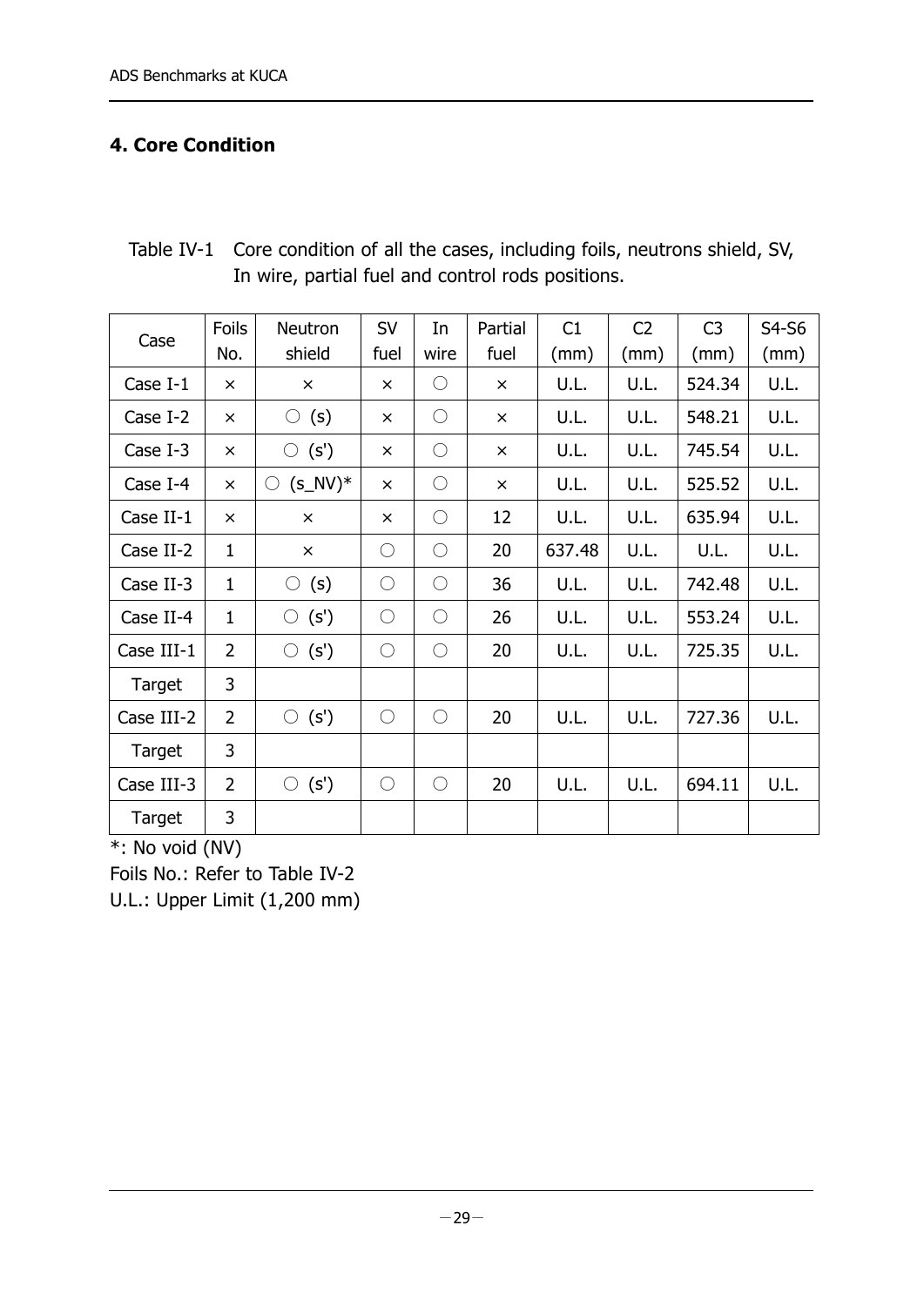## 4. Core Condition

Table IV-1 Core condition of all the cases, including foils, neutrons shield, SV, In wire, partial fuel and control rods positions.

| Case | Foils No. | Neutron shield | SV fuel | In wire | Partial fuel | C1 (mm) | C2 (mm) | C3 (mm) | S4-S6 (mm) |
|---|---|---|---|---|---|---|---|---|---|
| Case I-1 | × | × | × | ○ | × | U.L. | U.L. | 524.34 | U.L. |
| Case I-2 | × | ○ (s) | × | ○ | × | U.L. | U.L. | 548.21 | U.L. |
| Case I-3 | × | ○ (s') | × | ○ | × | U.L. | U.L. | 745.54 | U.L. |
| Case I-4 | × | ○ (s_NV)* | × | ○ | × | U.L. | U.L. | 525.52 | U.L. |
| Case II-1 | × | × | × | ○ | 12 | U.L. | U.L. | 635.94 | U.L. |
| Case II-2 | 1 | × | ○ | ○ | 20 | 637.48 | U.L. | U.L. | U.L. |
| Case II-3 | 1 | ○ (s) | ○ | ○ | 36 | U.L. | U.L. | 742.48 | U.L. |
| Case II-4 | 1 | ○ (s') | ○ | ○ | 26 | U.L. | U.L. | 553.24 | U.L. |
| Case III-1 | 2 | ○ (s') | ○ | ○ | 20 | U.L. | U.L. | 725.35 | U.L. |
| Target | 3 | | | | | | | | |
| Case III-2 | 2 | ○ (s') | ○ | ○ | 20 | U.L. | U.L. | 727.36 | U.L. |
| Target | 3 | | | | | | | | |
| Case III-3 | 2 | ○ (s') | ○ | ○ | 20 | U.L. | U.L. | 694.11 | U.L. |
| Target | 3 | | | | | | | | |

*: No void (NV)

Foils No.: Refer to Table IV-2

U.L.: Upper Limit (1,200 mm)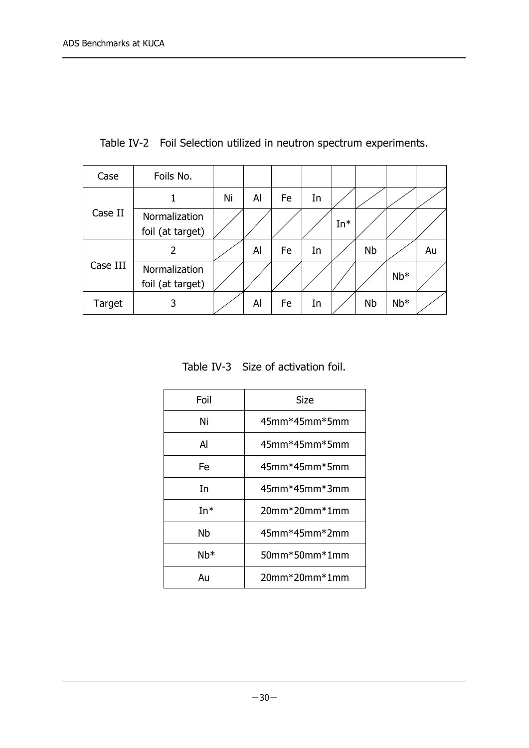Table IV-2 Foil Selection utilized in neutron spectrum experiments.

| Case | Foils No. | | | | | | | | |
|---|---|---|---|---|---|---|---|---|---|
| Case II | 1 | Ni | Al | Fe | In | | | | |
| | Normalization foil (at target) | | | | | In* | | | |
| Case III | 2 | | Al | Fe | In | | Nb | | Au |
| | Normalization foil (at target) | | | | | | | Nb* | |
| Target | 3 | | Al | Fe | In | | Nb | Nb* | |

Table IV-3 Size of activation foil.

| Foil | Size |
|---|---|
| Ni | 45mm*45mm*5mm |
| Al | 45mm*45mm*5mm |
| Fe | 45mm*45mm*5mm |
| In | 45mm*45mm*3mm |
| In* | 20mm*20mm*1mm |
| Nb | 45mm*45mm*2mm |
| Nb* | 50mm*50mm*1mm |
| Au | 20mm*20mm*1mm |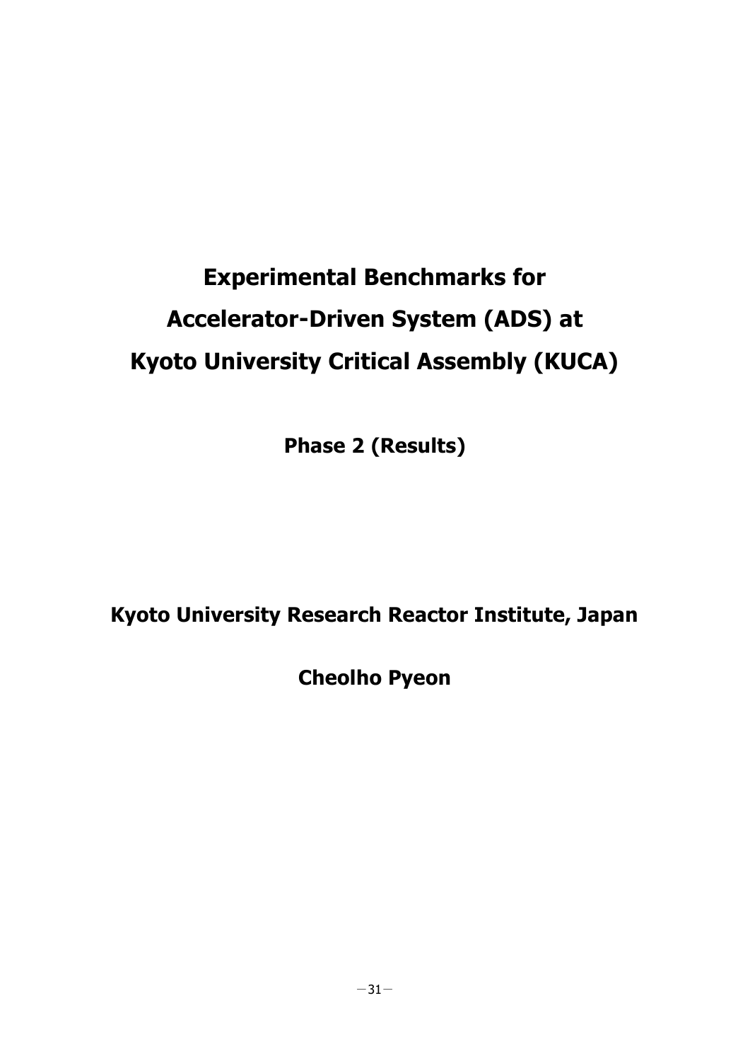# Experimental Benchmarks for Accelerator-Driven System (ADS) at Kyoto University Critical Assembly (KUCA)

**Phase 2 (Results)**

**Kyoto University Research Reactor Institute, Japan**

**Cheolho Pyeon**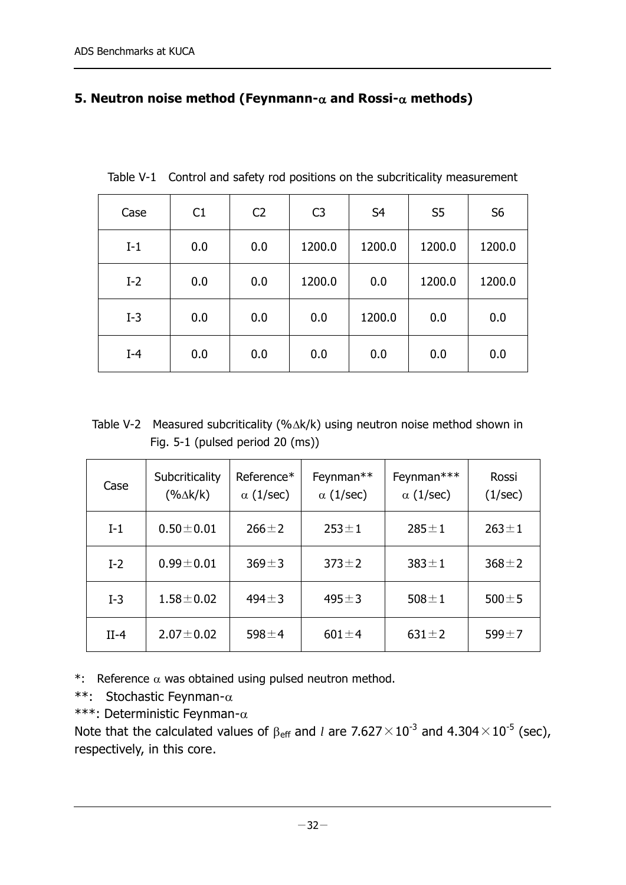## 5. Neutron noise method (Feynmann-$\alpha$ and Rossi-$\alpha$ methods)

Table V-1 Control and safety rod positions on the subcriticality measurement

| Case | C1 | C2 | C3 | S4 | S5 | S6 |
|---|---|---|---|---|---|---|
| I-1 | 0.0 | 0.0 | 1200.0 | 1200.0 | 1200.0 | 1200.0 |
| I-2 | 0.0 | 0.0 | 1200.0 | 0.0 | 1200.0 | 1200.0 |
| I-3 | 0.0 | 0.0 | 0.0 | 1200.0 | 0.0 | 0.0 |
| I-4 | 0.0 | 0.0 | 0.0 | 0.0 | 0.0 | 0.0 |

Table V-2 Measured subcriticality (%$\Delta$k/k) using neutron noise method shown in Fig. 5-1 (pulsed period 20 (ms))

| Case | Subcriticality (%$\Delta$k/k) | Reference* $\alpha$ (1/sec) | Feynman** $\alpha$ (1/sec) | Feynman*** $\alpha$ (1/sec) | Rossi (1/sec) |
|---|---|---|---|---|---|
| I-1 | 0.50±0.01 | 266±2 | 253±1 | 285±1 | 263±1 |
| I-2 | 0.99±0.01 | 369±3 | 373±2 | 383±1 | 368±2 |
| I-3 | 1.58±0.02 | 494±3 | 495±3 | 508±1 | 500±5 |
| II-4 | 2.07±0.02 | 598±4 | 601±4 | 631±2 | 599±7 |

*: Reference $\alpha$ was obtained using pulsed neutron method.

**: Stochastic Feynman-$\alpha$

***: Deterministic Feynman-$\alpha$

Note that the calculated values of $\beta_{eff}$ and $l$ are $7.627 \times 10^{-3}$ and $4.304 \times 10^{-5}$ (sec), respectively, in this core.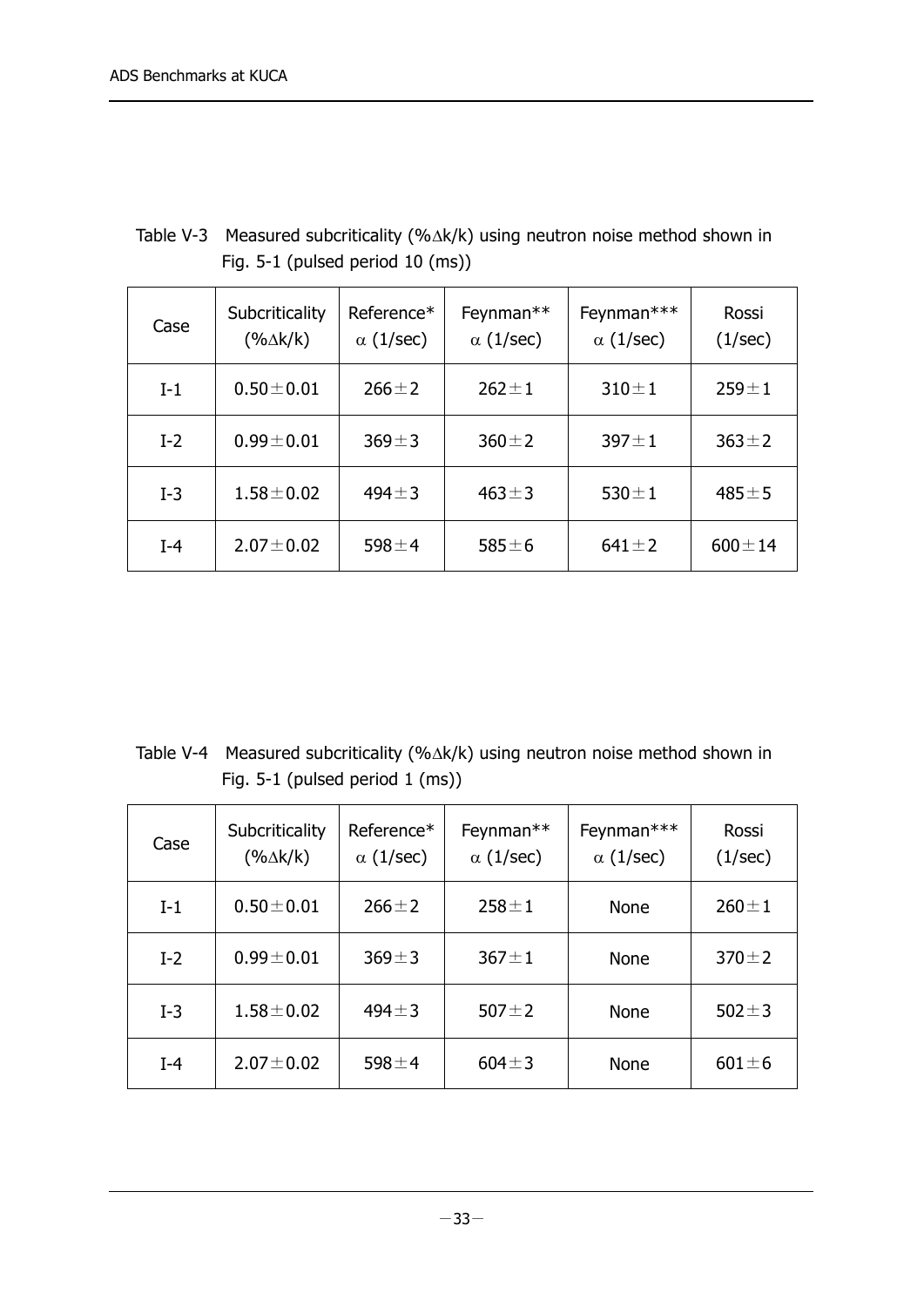Table V-3 Measured subcriticality (%$\Delta$k/k) using neutron noise method shown in Fig. 5-1 (pulsed period 10 (ms))

| Case | Subcriticality (%$\Delta$k/k) | Reference* $\alpha$ (1/sec) | Feynman** $\alpha$ (1/sec) | Feynman*** $\alpha$ (1/sec) | Rossi (1/sec) |
|---|---|---|---|---|---|
| I-1 | 0.50±0.01 | 266±2 | 262±1 | 310±1 | 259±1 |
| I-2 | 0.99±0.01 | 369±3 | 360±2 | 397±1 | 363±2 |
| I-3 | 1.58±0.02 | 494±3 | 463±3 | 530±1 | 485±5 |
| I-4 | 2.07±0.02 | 598±4 | 585±6 | 641±2 | 600±14 |

Table V-4 Measured subcriticality (%$\Delta$k/k) using neutron noise method shown in Fig. 5-1 (pulsed period 1 (ms))

| Case | Subcriticality (%$\Delta$k/k) | Reference* $\alpha$ (1/sec) | Feynman** $\alpha$ (1/sec) | Feynman*** $\alpha$ (1/sec) | Rossi (1/sec) |
|---|---|---|---|---|---|
| I-1 | 0.50±0.01 | 266±2 | 258±1 | None | 260±1 |
| I-2 | 0.99±0.01 | 369±3 | 367±1 | None | 370±2 |
| I-3 | 1.58±0.02 | 494±3 | 507±2 | None | 502±3 |
| I-4 | 2.07±0.02 | 598±4 | 604±3 | None | 601±6 |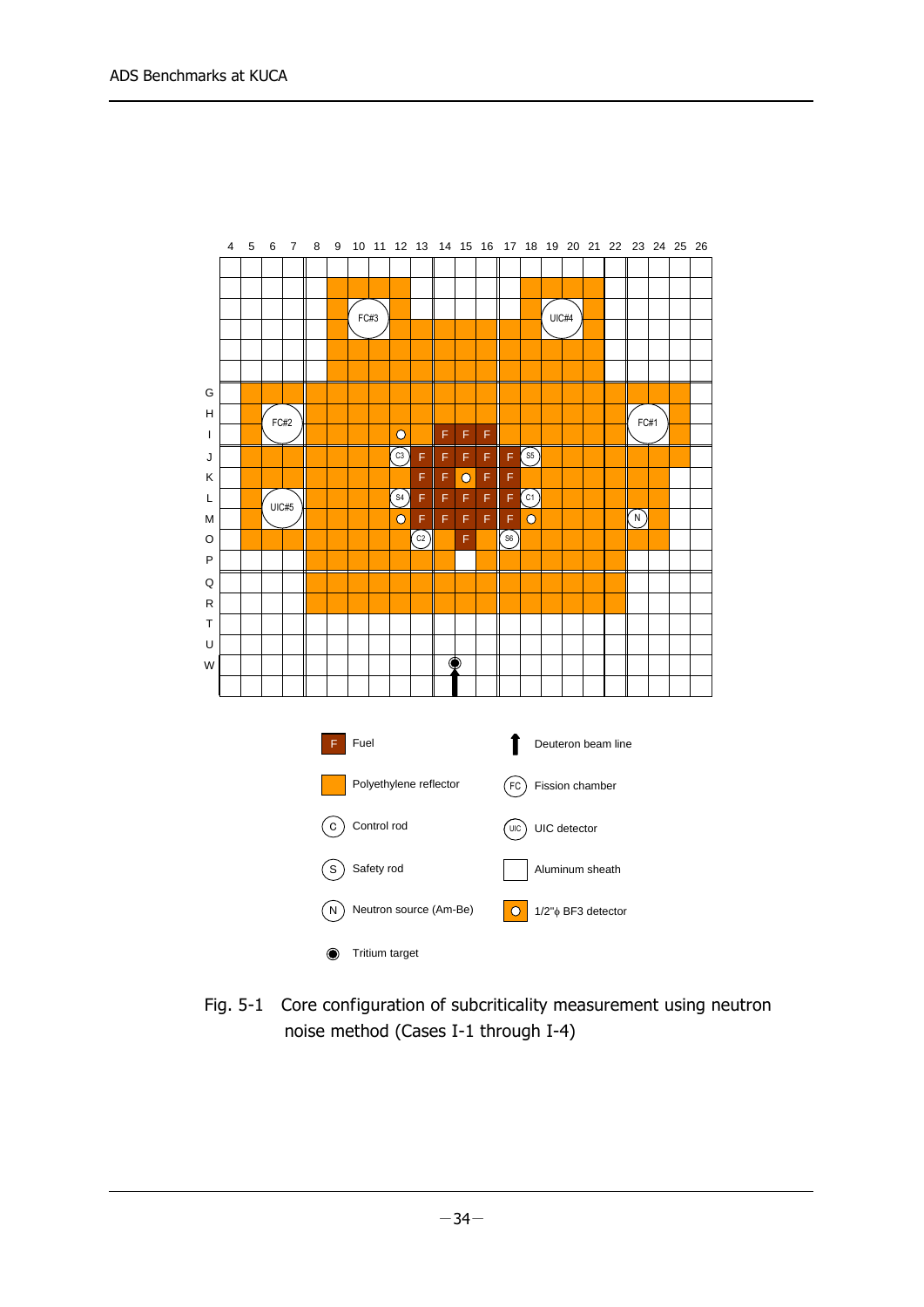Fig. 5-1 Core configuration of subcriticality measurement using neutron noise method (Cases I-1 through I-4)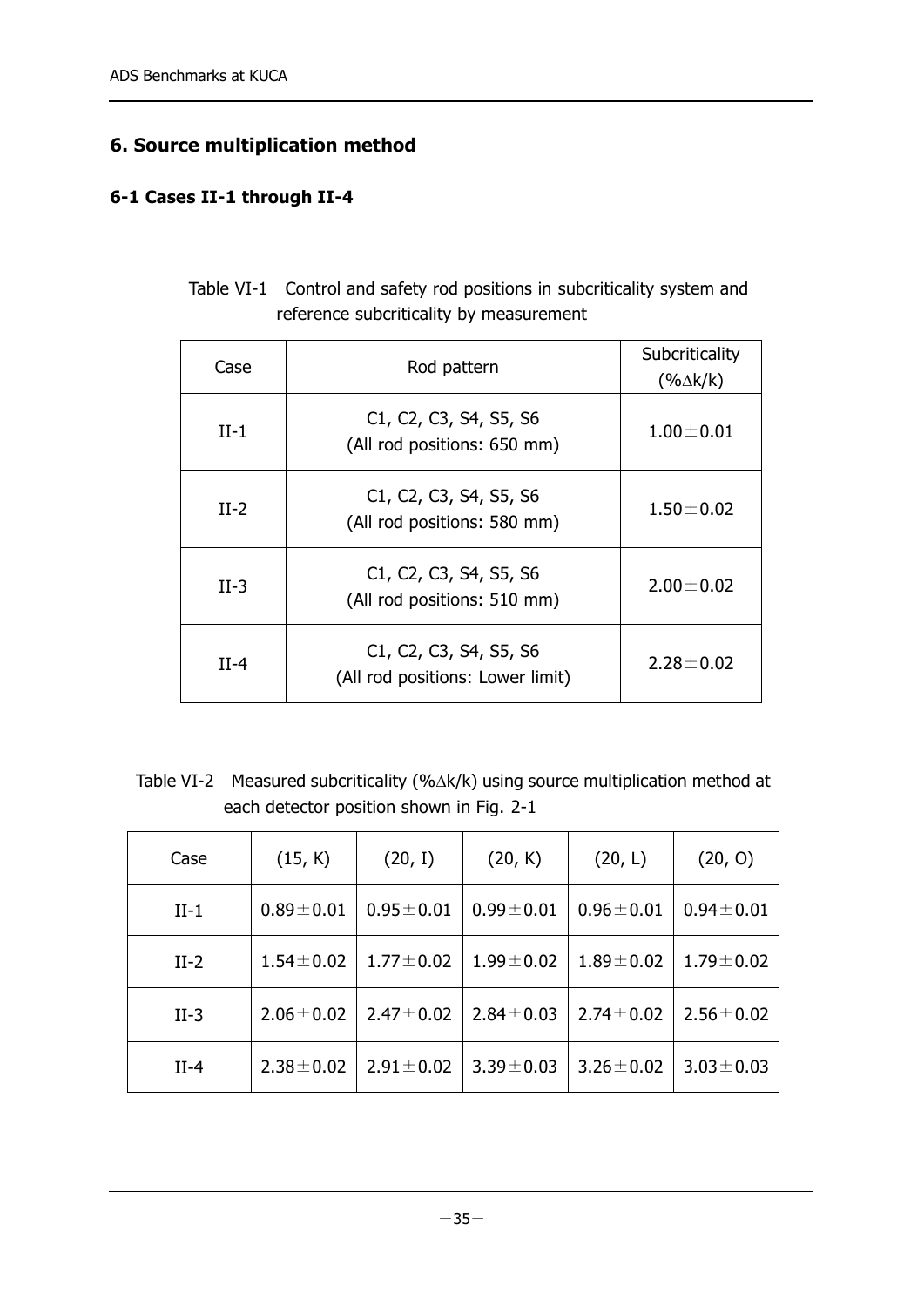## 6. Source multiplication method

### 6-1 Cases II-1 through II-4

Table VI-1 Control and safety rod positions in subcriticality system and reference subcriticality by measurement

| Case | Rod pattern | Subcriticality (%Δk/k) |
|---|---|---|
| II-1 | C1, C2, C3, S4, S5, S6 (All rod positions: 650 mm) | 1.00±0.01 |
| II-2 | C1, C2, C3, S4, S5, S6 (All rod positions: 580 mm) | 1.50±0.02 |
| II-3 | C1, C2, C3, S4, S5, S6 (All rod positions: 510 mm) | 2.00±0.02 |
| II-4 | C1, C2, C3, S4, S5, S6 (All rod positions: Lower limit) | 2.28±0.02 |

Table VI-2 Measured subcriticality (%Δk/k) using source multiplication method at each detector position shown in Fig. 2-1

| Case | (15, K) | (20, I) | (20, K) | (20, L) | (20, O) |
|---|---|---|---|---|---|
| II-1 | 0.89±0.01 | 0.95±0.01 | 0.99±0.01 | 0.96±0.01 | 0.94±0.01 |
| II-2 | 1.54±0.02 | 1.77±0.02 | 1.99±0.02 | 1.89±0.02 | 1.79±0.02 |
| II-3 | 2.06±0.02 | 2.47±0.02 | 2.84±0.03 | 2.74±0.02 | 2.56±0.02 |
| II-4 | 2.38±0.02 | 2.91±0.02 | 3.39±0.03 | 3.26±0.02 | 3.03±0.03 |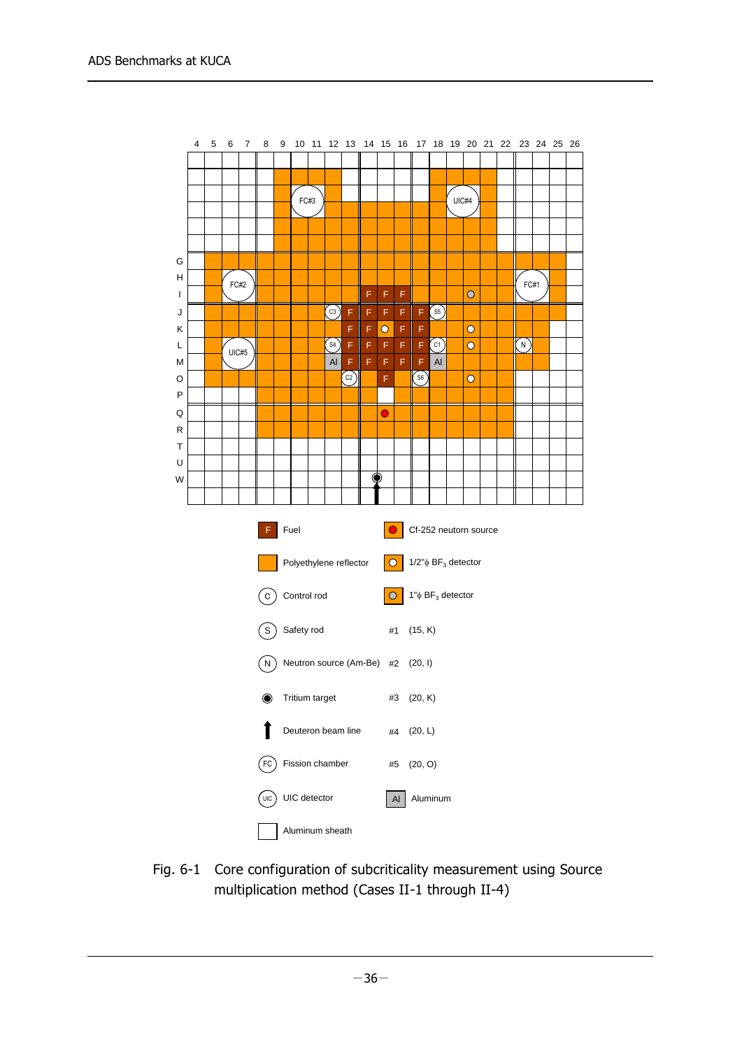Fig. 6-1 Core configuration of subcriticality measurement using Source multiplication method (Cases II-1 through II-4)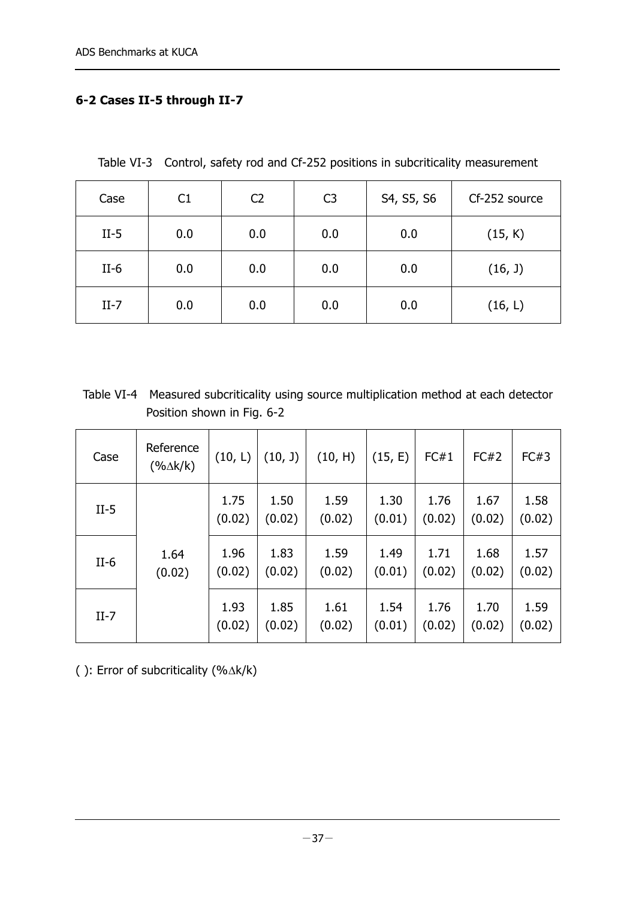## 6-2 Cases II-5 through II-7

Table VI-3 Control, safety rod and Cf-252 positions in subcriticality measurement

| Case | C1 | C2 | C3 | S4, S5, S6 | Cf-252 source |
|---|---|---|---|---|---|
| II-5 | 0.0 | 0.0 | 0.0 | 0.0 | (15, K) |
| II-6 | 0.0 | 0.0 | 0.0 | 0.0 | (16, J) |
| II-7 | 0.0 | 0.0 | 0.0 | 0.0 | (16, L) |

Table VI-4 Measured subcriticality using source multiplication method at each detector Position shown in Fig. 6-2

| Case | Reference (%Δk/k) | (10, L) | (10, J) | (10, H) | (15, E) | FC#1 | FC#2 | FC#3 |
|---|---|---|---|---|---|---|---|---|
| II-5 | 1.64 (0.02) | 1.75 (0.02) | 1.50 (0.02) | 1.59 (0.02) | 1.30 (0.01) | 1.76 (0.02) | 1.67 (0.02) | 1.58 (0.02) |
| II-6 | | 1.96 (0.02) | 1.83 (0.02) | 1.59 (0.02) | 1.49 (0.01) | 1.71 (0.02) | 1.68 (0.02) | 1.57 (0.02) |
| II-7 | | 1.93 (0.02) | 1.85 (0.02) | 1.61 (0.02) | 1.54 (0.01) | 1.76 (0.02) | 1.70 (0.02) | 1.59 (0.02) |

( ): Error of subcriticality (%Δk/k)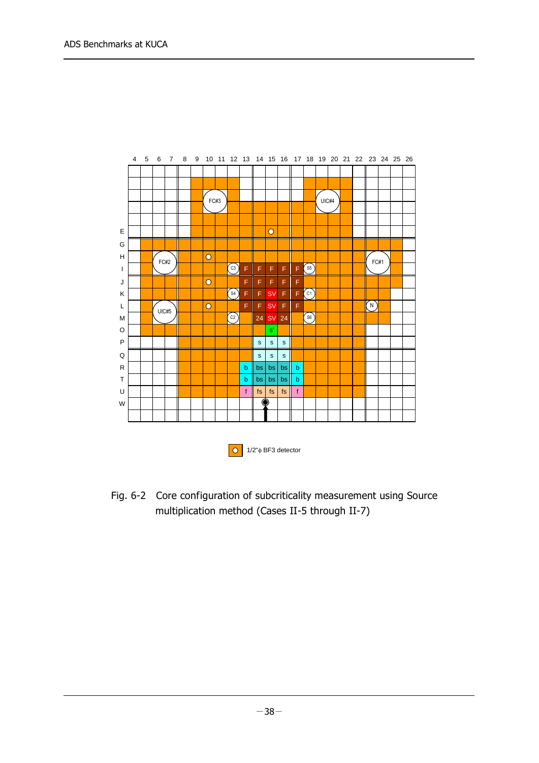1/2"ϕ BF3 detector

Fig. 6-2 Core configuration of subcriticality measurement using Source multiplication method (Cases II-5 through II-7)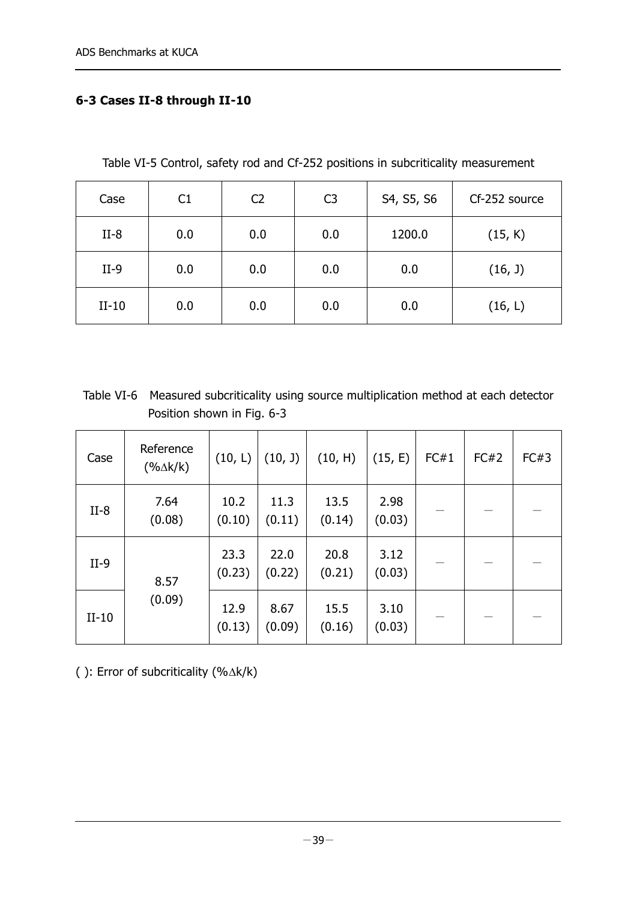## 6-3 Cases II-8 through II-10

Table VI-5 Control, safety rod and Cf-252 positions in subcriticality measurement

| Case | C1 | C2 | C3 | S4, S5, S6 | Cf-252 source |
|---|---|---|---|---|---|
| II-8 | 0.0 | 0.0 | 0.0 | 1200.0 | (15, K) |
| II-9 | 0.0 | 0.0 | 0.0 | 0.0 | (16, J) |
| II-10 | 0.0 | 0.0 | 0.0 | 0.0 | (16, L) |

Table VI-6 Measured subcriticality using source multiplication method at each detector Position shown in Fig. 6-3

| Case | Reference (%Δk/k) | (10, L) | (10, J) | (10, H) | (15, E) | FC#1 | FC#2 | FC#3 |
|---|---|---|---|---|---|---|---|---|
| II-8 | 7.64 (0.08) | 10.2 (0.10) | 11.3 (0.11) | 13.5 (0.14) | 2.98 (0.03) | — | — | — |
| II-9 | 8.57 (0.09) | 23.3 (0.23) | 22.0 (0.22) | 20.8 (0.21) | 3.12 (0.03) | — | — | — |
| II-10 | | 12.9 (0.13) | 8.67 (0.09) | 15.5 (0.16) | 3.10 (0.03) | — | — | — |

( ): Error of subcriticality (%Δk/k)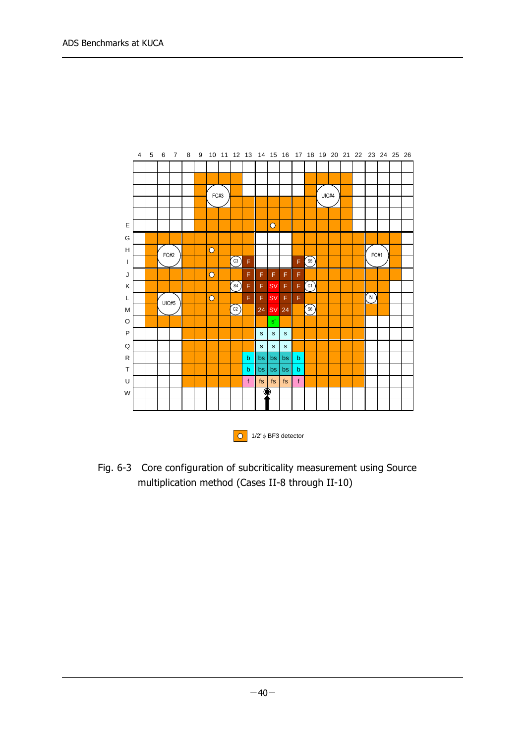Fig. 6-3 Core configuration of subcriticality measurement using Source multiplication method (Cases II-8 through II-10)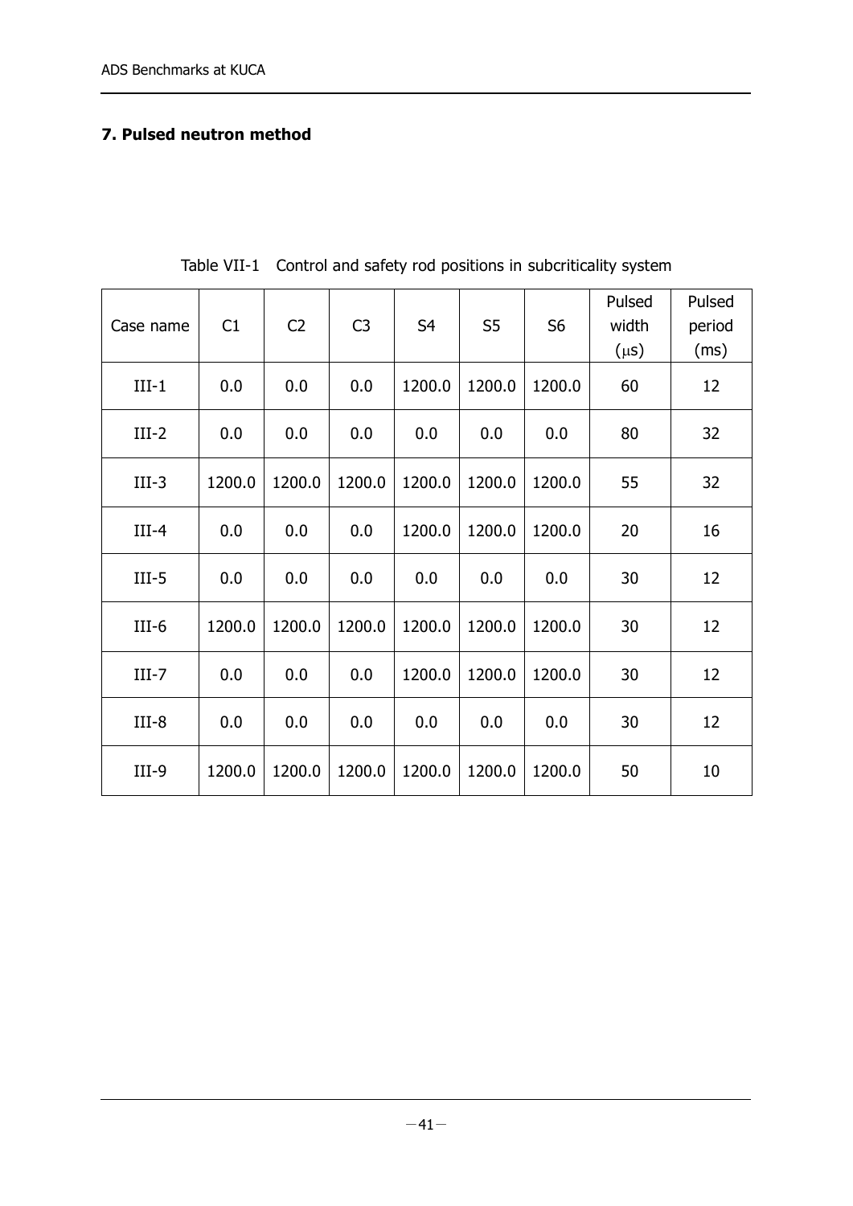## 7. Pulsed neutron method

Table VII-1 Control and safety rod positions in subcriticality system

| Case name | C1 | C2 | C3 | S4 | S5 | S6 | Pulsed width (μs) | Pulsed period (ms) |
|---|---|---|---|---|---|---|---|---|
| III-1 | 0.0 | 0.0 | 0.0 | 1200.0 | 1200.0 | 1200.0 | 60 | 12 |
| III-2 | 0.0 | 0.0 | 0.0 | 0.0 | 0.0 | 0.0 | 80 | 32 |
| III-3 | 1200.0 | 1200.0 | 1200.0 | 1200.0 | 1200.0 | 1200.0 | 55 | 32 |
| III-4 | 0.0 | 0.0 | 0.0 | 1200.0 | 1200.0 | 1200.0 | 20 | 16 |
| III-5 | 0.0 | 0.0 | 0.0 | 0.0 | 0.0 | 0.0 | 30 | 12 |
| III-6 | 1200.0 | 1200.0 | 1200.0 | 1200.0 | 1200.0 | 1200.0 | 30 | 12 |
| III-7 | 0.0 | 0.0 | 0.0 | 1200.0 | 1200.0 | 1200.0 | 30 | 12 |
| III-8 | 0.0 | 0.0 | 0.0 | 0.0 | 0.0 | 0.0 | 30 | 12 |
| III-9 | 1200.0 | 1200.0 | 1200.0 | 1200.0 | 1200.0 | 1200.0 | 50 | 10 |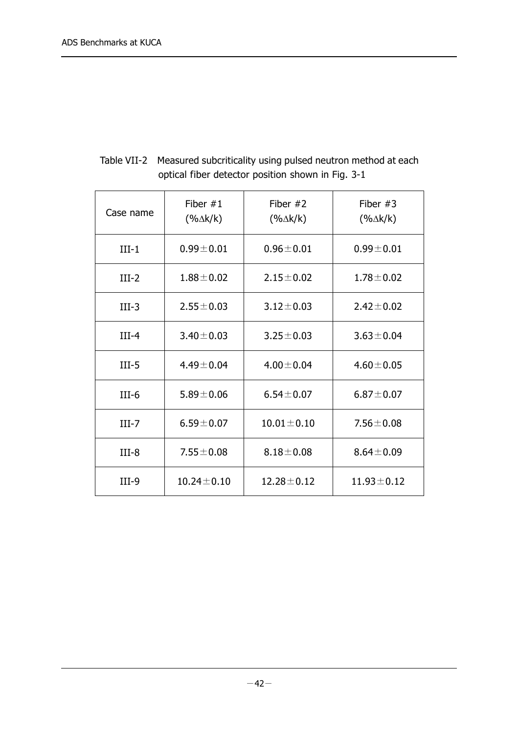Table VII-2 Measured subcriticality using pulsed neutron method at each optical fiber detector position shown in Fig. 3-1

| Case name | Fiber #1 (%Δk/k) | Fiber #2 (%Δk/k) | Fiber #3 (%Δk/k) |
|---|---|---|---|
| III-1 | 0.99±0.01 | 0.96±0.01 | 0.99±0.01 |
| III-2 | 1.88±0.02 | 2.15±0.02 | 1.78±0.02 |
| III-3 | 2.55±0.03 | 3.12±0.03 | 2.42±0.02 |
| III-4 | 3.40±0.03 | 3.25±0.03 | 3.63±0.04 |
| III-5 | 4.49±0.04 | 4.00±0.04 | 4.60±0.05 |
| III-6 | 5.89±0.06 | 6.54±0.07 | 6.87±0.07 |
| III-7 | 6.59±0.07 | 10.01±0.10 | 7.56±0.08 |
| III-8 | 7.55±0.08 | 8.18±0.08 | 8.64±0.09 |
| III-9 | 10.24±0.10 | 12.28±0.12 | 11.93±0.12 |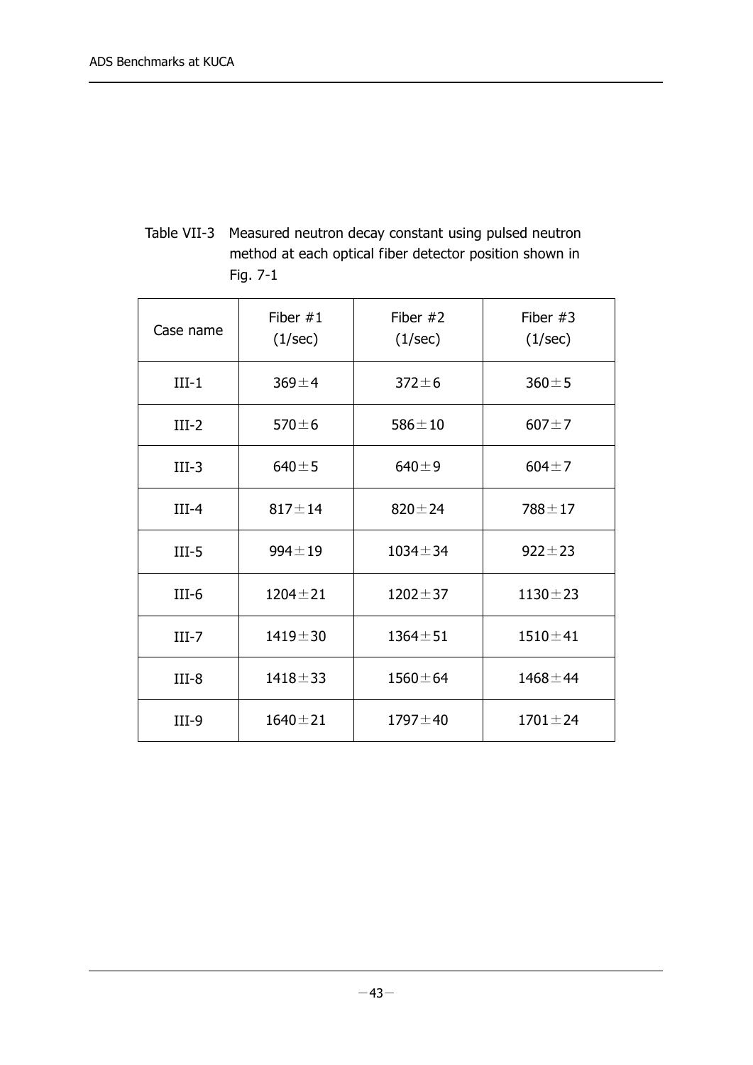Table VII-3 Measured neutron decay constant using pulsed neutron method at each optical fiber detector position shown in Fig. 7-1

| Case name | Fiber #1 (1/sec) | Fiber #2 (1/sec) | Fiber #3 (1/sec) |
|---|---|---|---|
| III-1 | 369±4 | 372±6 | 360±5 |
| III-2 | 570±6 | 586±10 | 607±7 |
| III-3 | 640±5 | 640±9 | 604±7 |
| III-4 | 817±14 | 820±24 | 788±17 |
| III-5 | 994±19 | 1034±34 | 922±23 |
| III-6 | 1204±21 | 1202±37 | 1130±23 |
| III-7 | 1419±30 | 1364±51 | 1510±41 |
| III-8 | 1418±33 | 1560±64 | 1468±44 |
| III-9 | 1640±21 | 1797±40 | 1701±24 |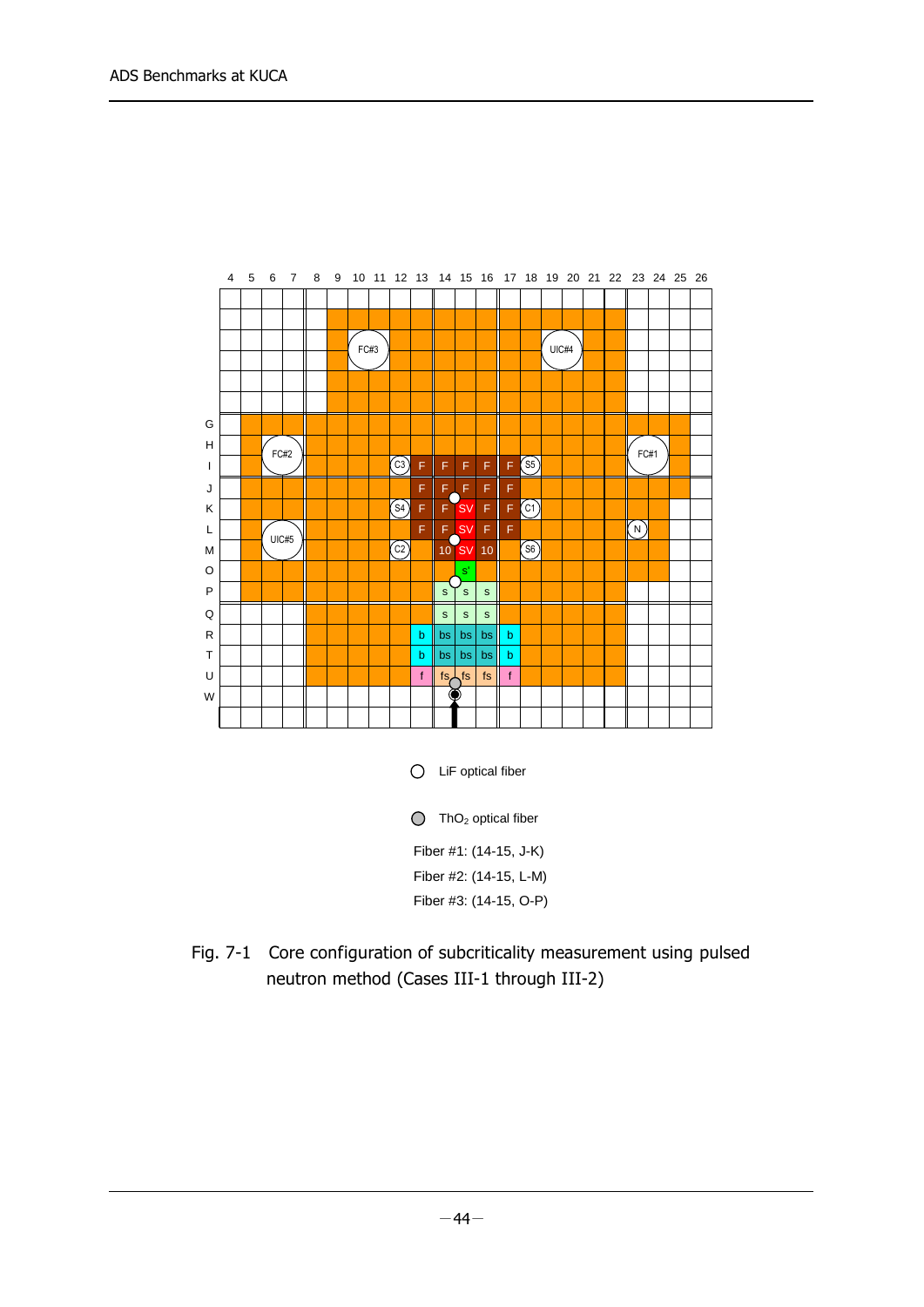LiF optical fiber

$ThO_2$ optical fiber

Fiber #1: (14-15, J-K)

Fiber #2: (14-15, L-M)

Fiber #3: (14-15, O-P)

Fig. 7-1 Core configuration of subcriticality measurement using pulsed neutron method (Cases III-1 through III-2)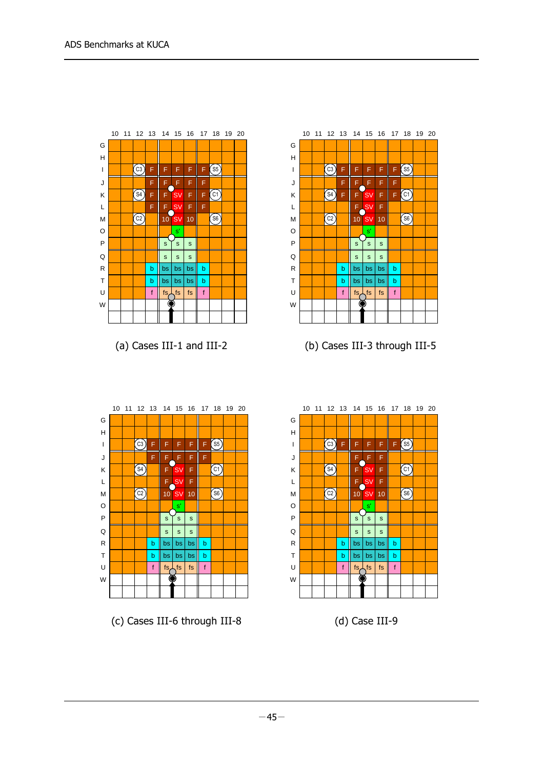(a) Cases III-1 and III-2

(b) Cases III-3 through III-5

(c) Cases III-6 through III-8

(d) Case III-9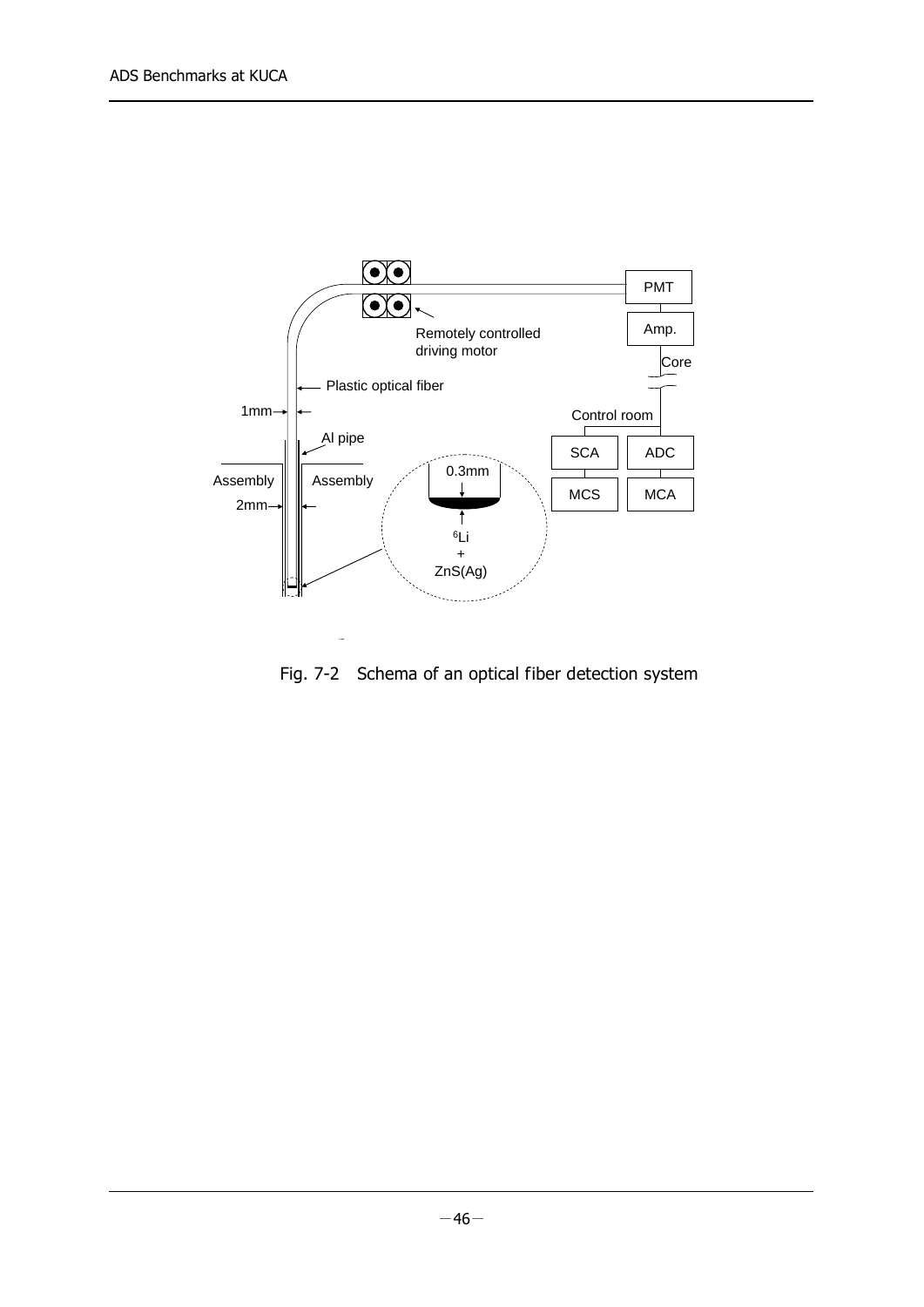PMT

Amp.

Core

Remotely controlled
driving motor

Plastic optical fiber

1mm

Control room

Al pipe

SCA

ADC

0.3mm

Assembly

Assembly

MCS

MCA

2mm

$^{6}$Li
+
ZnS(Ag)

Fig. 7-2 Schema of an optical fiber detection system